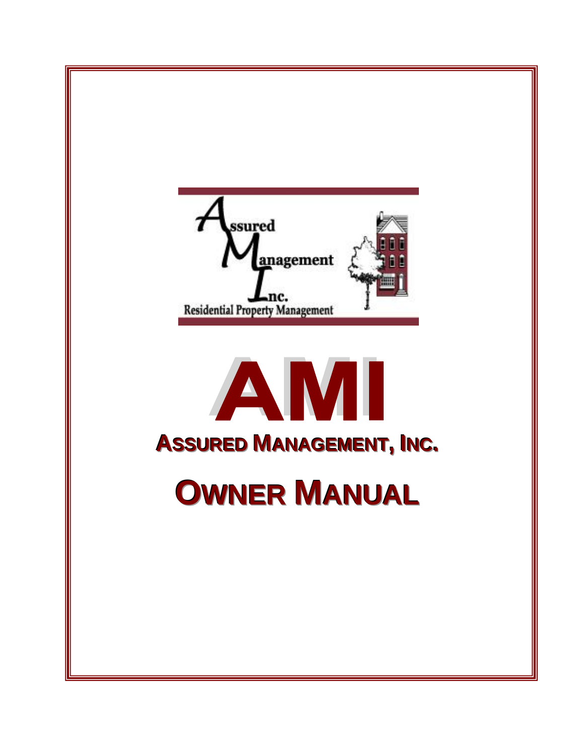Assured Management Inc.

Residential Property Management

# AMI

## ASSURED MANAGEMENT, INC.

# OWNER MANUAL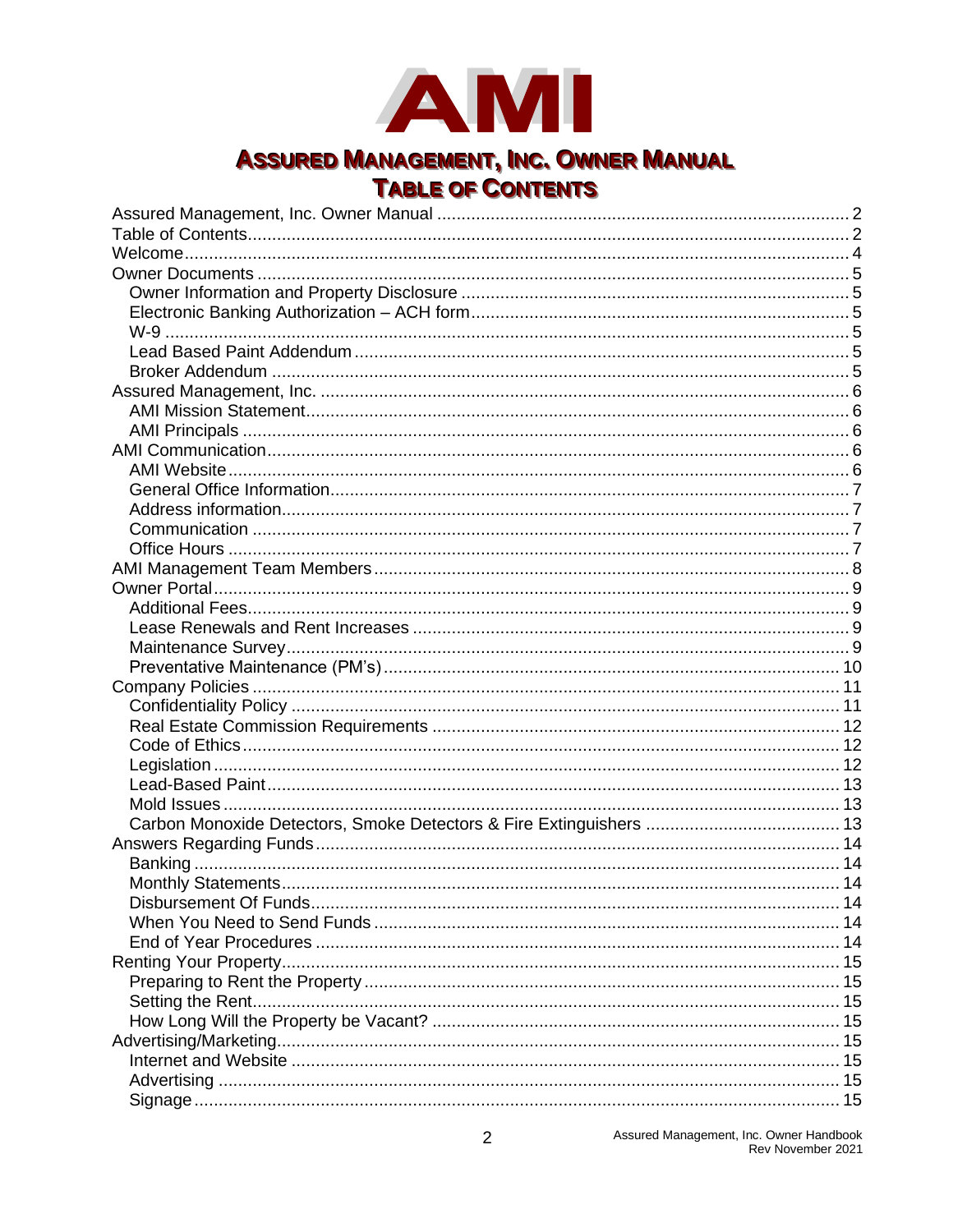AMI

# Assured Management, Inc. Owner Manual

## Table of Contents

Assured Management, Inc. Owner Manual .................... 2
Table of Contents .................... 2
Welcome .................... 4
Owner Documents .................... 5
- Owner Information and Property Disclosure .................... 5
- Electronic Banking Authorization – ACH form .................... 5
- W-9 .................... 5
- Lead Based Paint Addendum .................... 5
- Broker Addendum .................... 5

Assured Management, Inc. .................... 6
- AMI Mission Statement .................... 6
- AMI Principals .................... 6

AMI Communication .................... 6
- AMI Website .................... 6
- General Office Information .................... 7
- Address information .................... 7
- Communication .................... 7
- Office Hours .................... 7

AMI Management Team Members .................... 8
Owner Portal .................... 9
- Additional Fees .................... 9
- Lease Renewals and Rent Increases .................... 9
- Maintenance Survey .................... 9
- Preventative Maintenance (PM's) .................... 10

Company Policies .................... 11
- Confidentiality Policy .................... 11
- Real Estate Commission Requirements .................... 12
- Code of Ethics .................... 12
- Legislation .................... 12
- Lead-Based Paint .................... 13
- Mold Issues .................... 13
- Carbon Monoxide Detectors, Smoke Detectors & Fire Extinguishers .................... 13

Answers Regarding Funds .................... 14
- Banking .................... 14
- Monthly Statements .................... 14
- Disbursement Of Funds .................... 14
- When You Need to Send Funds .................... 14
- End of Year Procedures .................... 14

Renting Your Property .................... 15
- Preparing to Rent the Property .................... 15
- Setting the Rent .................... 15
- How Long Will the Property be Vacant? .................... 15

Advertising/Marketing .................... 15
- Internet and Website .................... 15
- Advertising .................... 15
- Signage .................... 15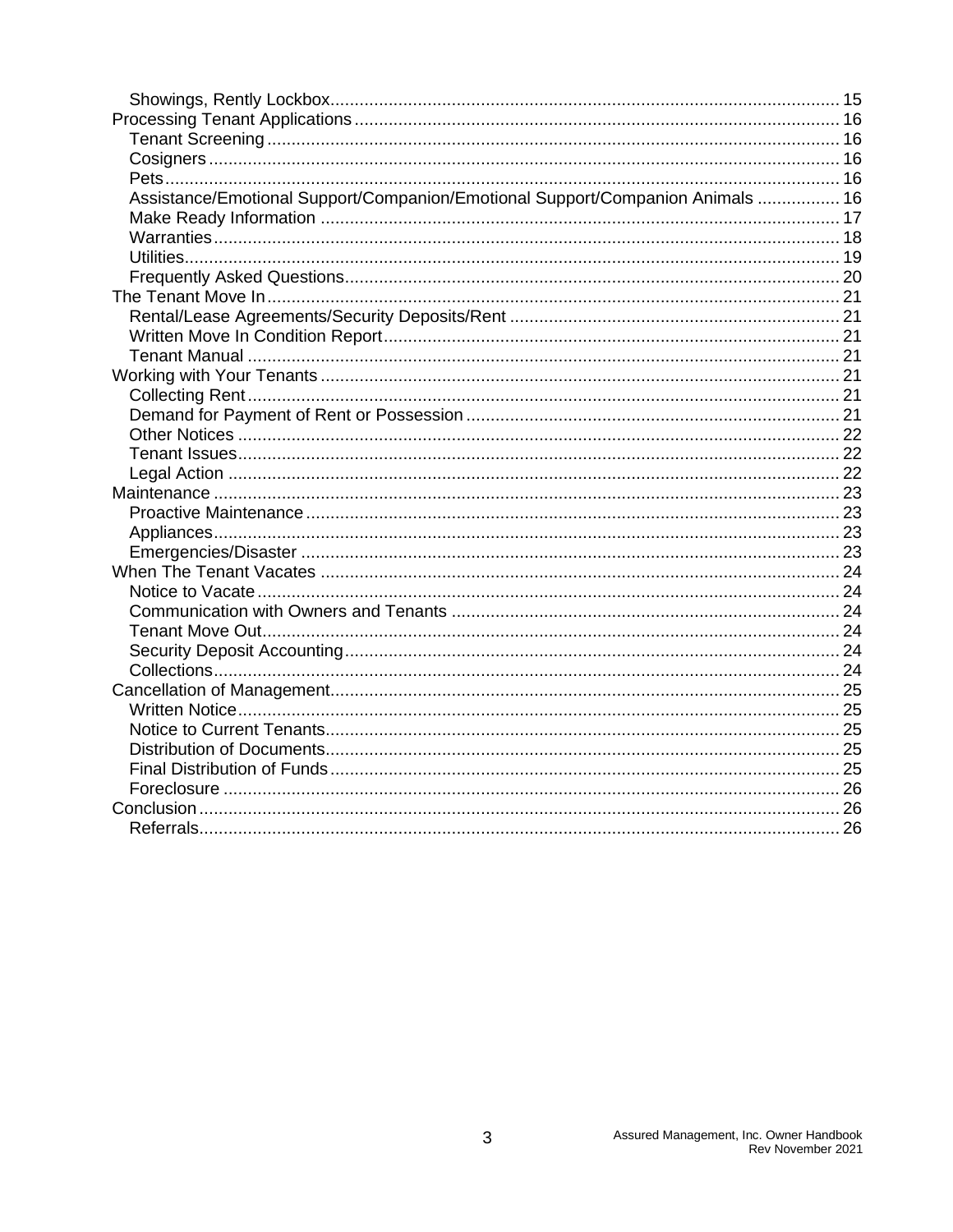Showings, Rently Lockbox ... 15

Processing Tenant Applications ... 16

- Tenant Screening ... 16
- Cosigners ... 16
- Pets ... 16
- Assistance/Emotional Support/Companion/Emotional Support/Companion Animals ... 16
- Make Ready Information ... 17
- Warranties ... 18
- Utilities ... 19
- Frequently Asked Questions ... 20

The Tenant Move In ... 21

- Rental/Lease Agreements/Security Deposits/Rent ... 21
- Written Move In Condition Report ... 21
- Tenant Manual ... 21

Working with Your Tenants ... 21

- Collecting Rent ... 21
- Demand for Payment of Rent or Possession ... 21
- Other Notices ... 22
- Tenant Issues ... 22
- Legal Action ... 22

Maintenance ... 23

- Proactive Maintenance ... 23
- Appliances ... 23
- Emergencies/Disaster ... 23

When The Tenant Vacates ... 24

- Notice to Vacate ... 24
- Communication with Owners and Tenants ... 24
- Tenant Move Out ... 24
- Security Deposit Accounting ... 24
- Collections ... 24

Cancellation of Management ... 25

- Written Notice ... 25
- Notice to Current Tenants ... 25
- Distribution of Documents ... 25
- Final Distribution of Funds ... 25
- Foreclosure ... 26

Conclusion ... 26

- Referrals ... 26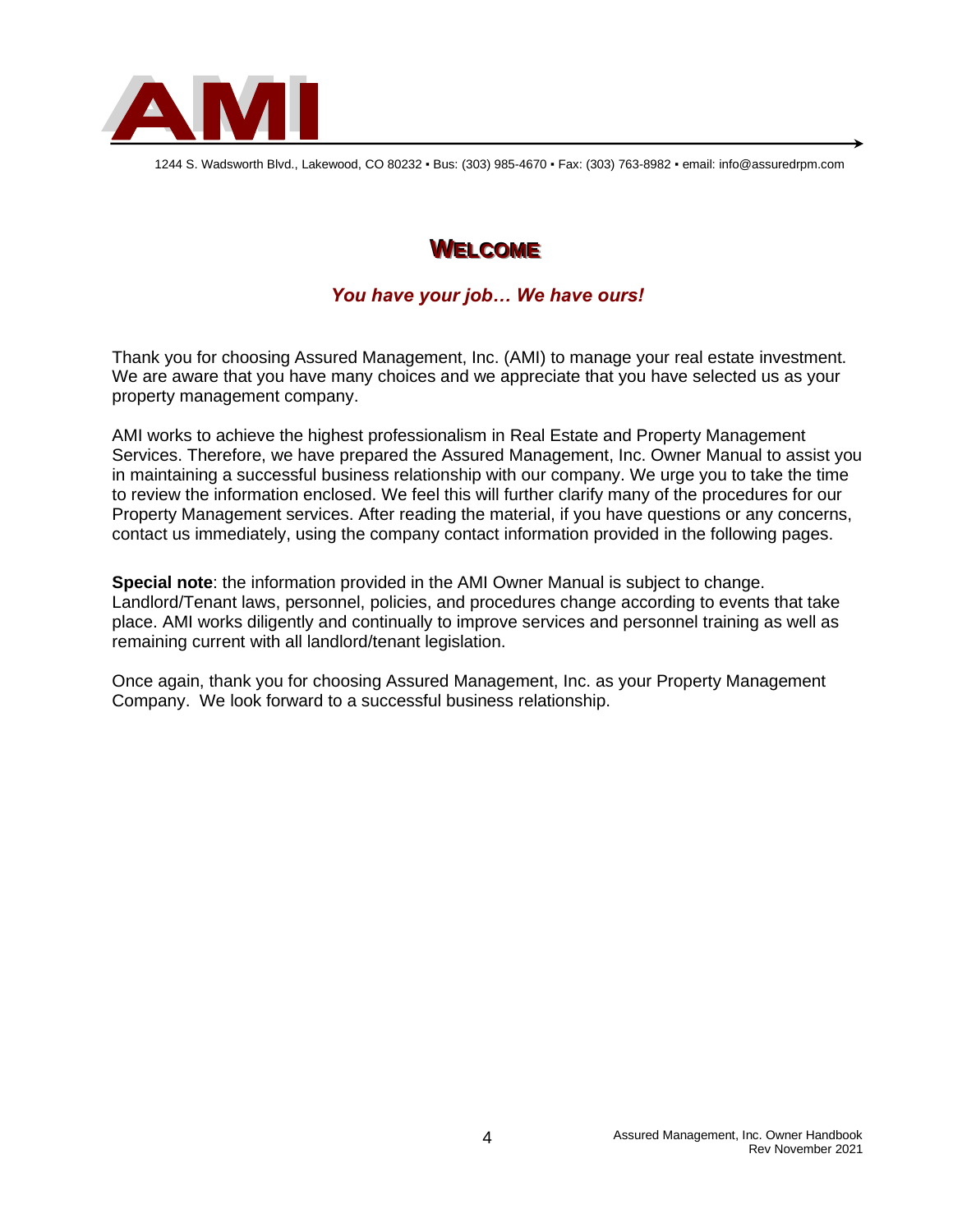1244 S. Wadsworth Blvd., Lakewood, CO 80232 ▪ Bus: (303) 985-4670 ▪ Fax: (303) 763-8982 ▪ email: info@assuredrpm.com

# WELCOME

*You have your job… We have ours!*

Thank you for choosing Assured Management, Inc. (AMI) to manage your real estate investment. We are aware that you have many choices and we appreciate that you have selected us as your property management company.

AMI works to achieve the highest professionalism in Real Estate and Property Management Services. Therefore, we have prepared the Assured Management, Inc. Owner Manual to assist you in maintaining a successful business relationship with our company. We urge you to take the time to review the information enclosed. We feel this will further clarify many of the procedures for our Property Management services. After reading the material, if you have questions or any concerns, contact us immediately, using the company contact information provided in the following pages.

**Special note**: the information provided in the AMI Owner Manual is subject to change. Landlord/Tenant laws, personnel, policies, and procedures change according to events that take place. AMI works diligently and continually to improve services and personnel training as well as remaining current with all landlord/tenant legislation.

Once again, thank you for choosing Assured Management, Inc. as your Property Management Company. We look forward to a successful business relationship.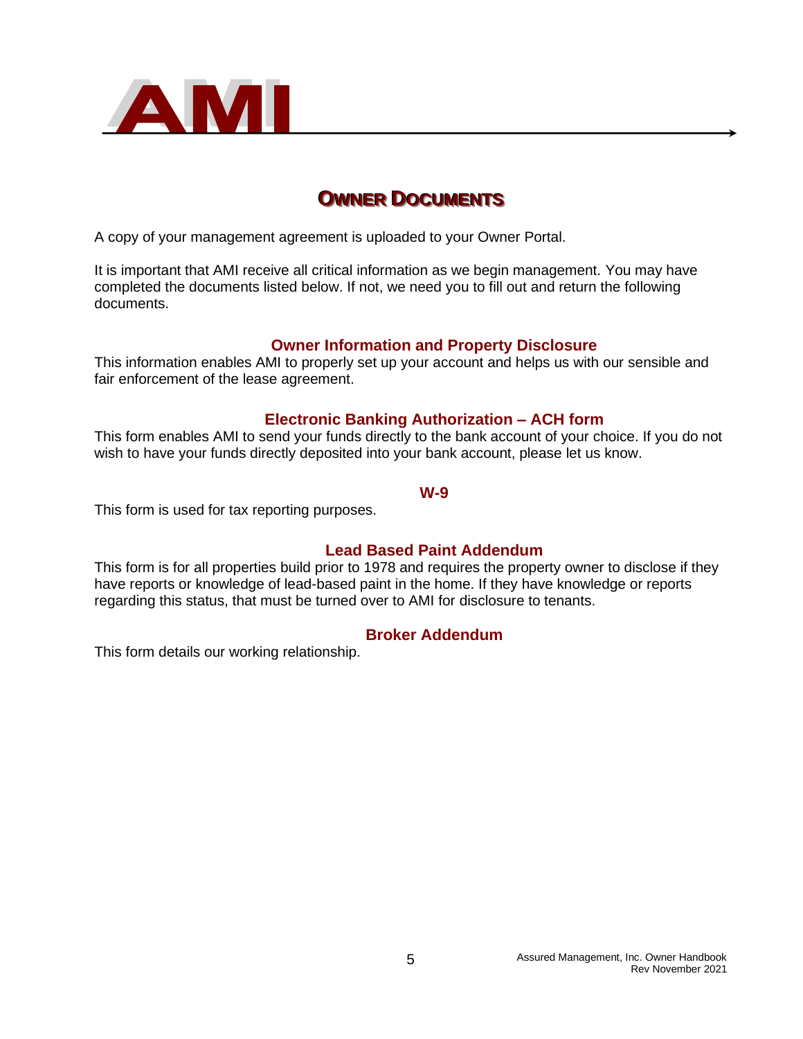# OWNER DOCUMENTS

A copy of your management agreement is uploaded to your Owner Portal.

It is important that AMI receive all critical information as we begin management. You may have completed the documents listed below. If not, we need you to fill out and return the following documents.

### Owner Information and Property Disclosure

This information enables AMI to properly set up your account and helps us with our sensible and fair enforcement of the lease agreement.

### Electronic Banking Authorization – ACH form

This form enables AMI to send your funds directly to the bank account of your choice. If you do not wish to have your funds directly deposited into your bank account, please let us know.

### W-9

This form is used for tax reporting purposes.

### Lead Based Paint Addendum

This form is for all properties build prior to 1978 and requires the property owner to disclose if they have reports or knowledge of lead-based paint in the home. If they have knowledge or reports regarding this status, that must be turned over to AMI for disclosure to tenants.

### Broker Addendum

This form details our working relationship.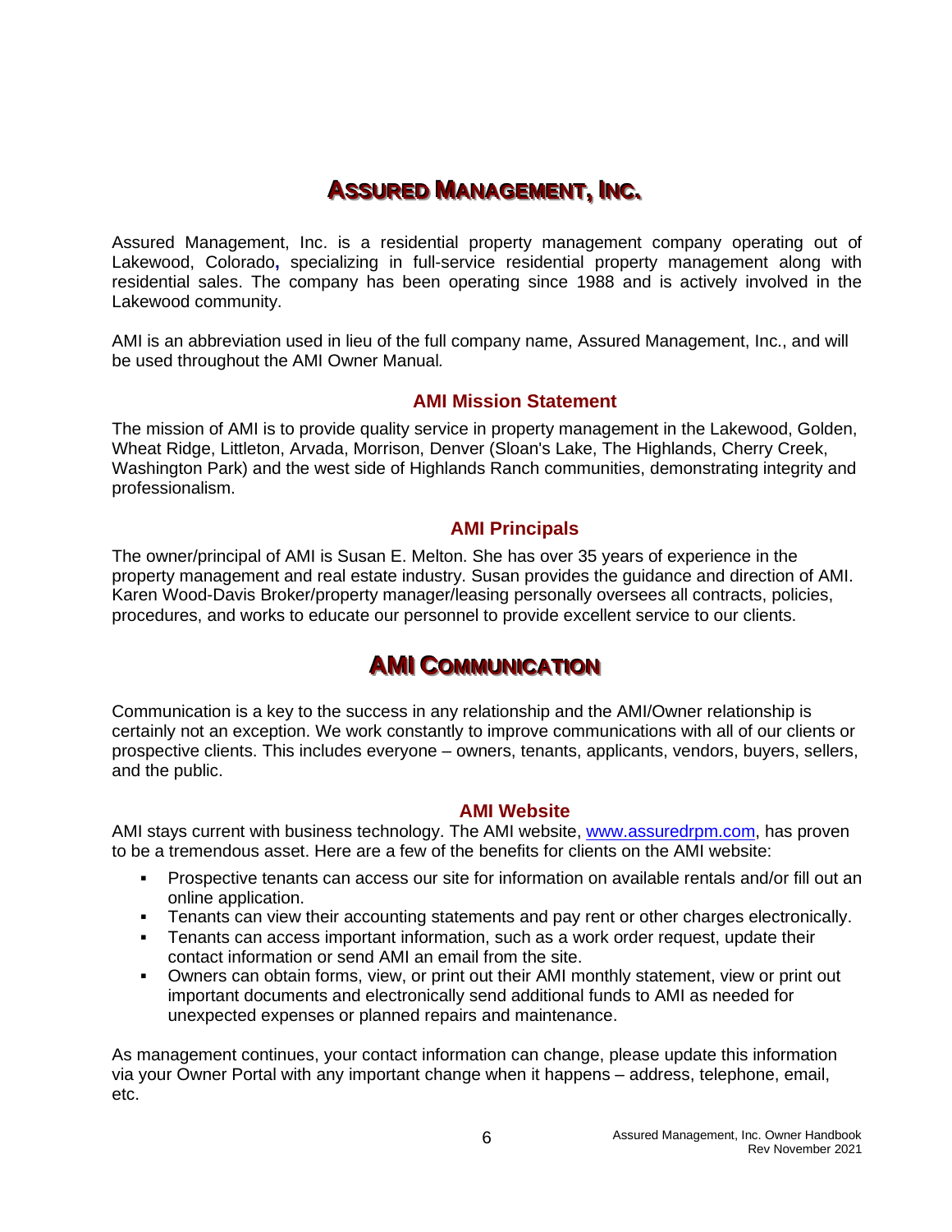# Assured Management, Inc.

Assured Management, Inc. is a residential property management company operating out of Lakewood, Colorado, specializing in full-service residential property management along with residential sales. The company has been operating since 1988 and is actively involved in the Lakewood community.

AMI is an abbreviation used in lieu of the full company name, Assured Management, Inc., and will be used throughout the AMI Owner Manual.

### AMI Mission Statement

The mission of AMI is to provide quality service in property management in the Lakewood, Golden, Wheat Ridge, Littleton, Arvada, Morrison, Denver (Sloan's Lake, The Highlands, Cherry Creek, Washington Park) and the west side of Highlands Ranch communities, demonstrating integrity and professionalism.

### AMI Principals

The owner/principal of AMI is Susan E. Melton. She has over 35 years of experience in the property management and real estate industry. Susan provides the guidance and direction of AMI. Karen Wood-Davis Broker/property manager/leasing personally oversees all contracts, policies, procedures, and works to educate our personnel to provide excellent service to our clients.

# AMI Communication

Communication is a key to the success in any relationship and the AMI/Owner relationship is certainly not an exception. We work constantly to improve communications with all of our clients or prospective clients. This includes everyone – owners, tenants, applicants, vendors, buyers, sellers, and the public.

### AMI Website

AMI stays current with business technology. The AMI website, www.assuredrpm.com, has proven to be a tremendous asset. Here are a few of the benefits for clients on the AMI website:

- Prospective tenants can access our site for information on available rentals and/or fill out an online application.
- Tenants can view their accounting statements and pay rent or other charges electronically.
- Tenants can access important information, such as a work order request, update their contact information or send AMI an email from the site.
- Owners can obtain forms, view, or print out their AMI monthly statement, view or print out important documents and electronically send additional funds to AMI as needed for unexpected expenses or planned repairs and maintenance.

As management continues, your contact information can change, please update this information via your Owner Portal with any important change when it happens – address, telephone, email, etc.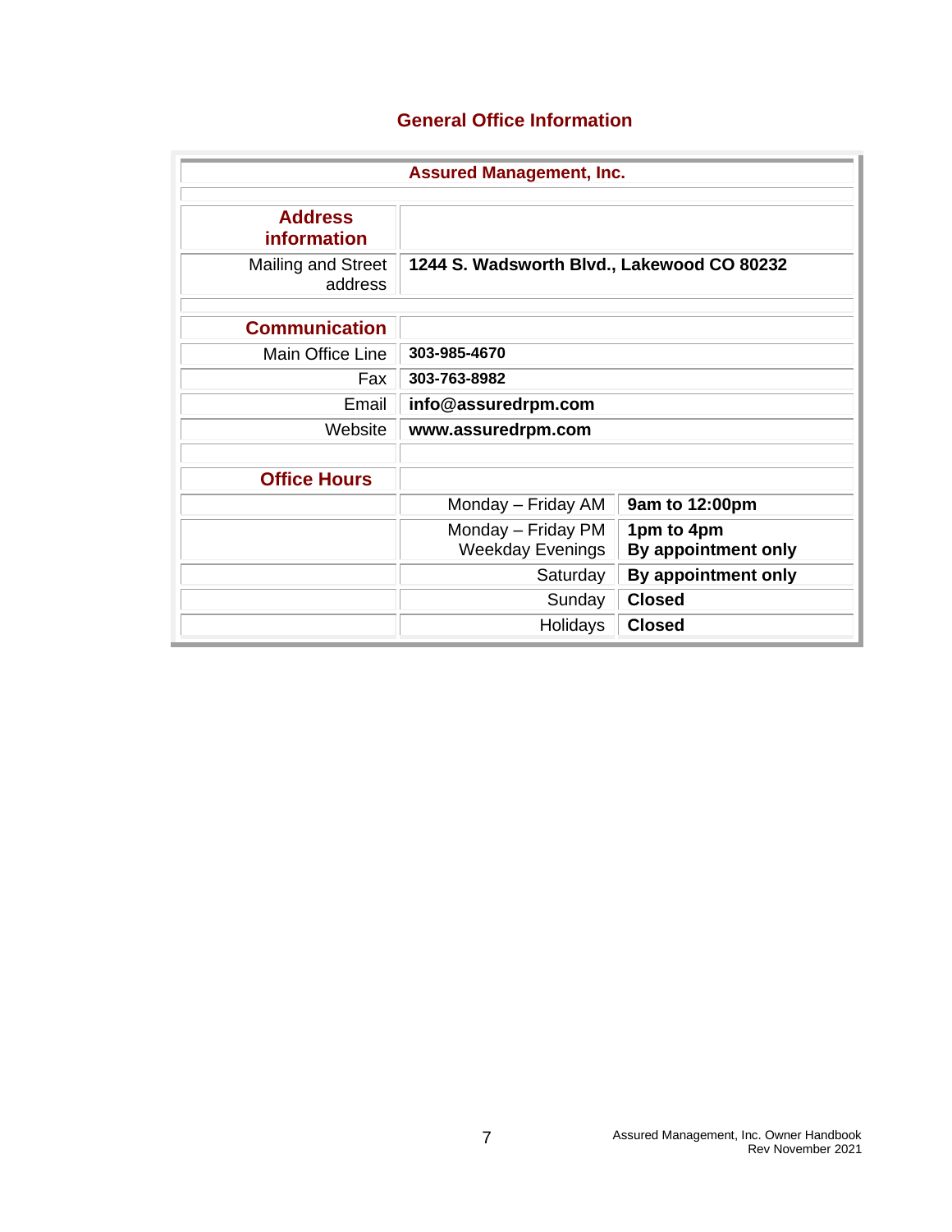## General Office Information

| Assured Management, Inc. | | |
|---|---|---|
| **Address information** | | |
| Mailing and Street address | **1244 S. Wadsworth Blvd., Lakewood CO 80232** | |
| **Communication** | | |
| Main Office Line | **303-985-4670** | |
| Fax | **303-763-8982** | |
| Email | **info@assuredrpm.com** | |
| Website | **www.assuredrpm.com** | |
| **Office Hours** | | |
| | Monday – Friday AM | **9am to 12:00pm** |
| | Monday – Friday PM<br>Weekday Evenings | **1pm to 4pm**<br>**By appointment only** |
| | Saturday | **By appointment only** |
| | Sunday | **Closed** |
| | Holidays | **Closed** |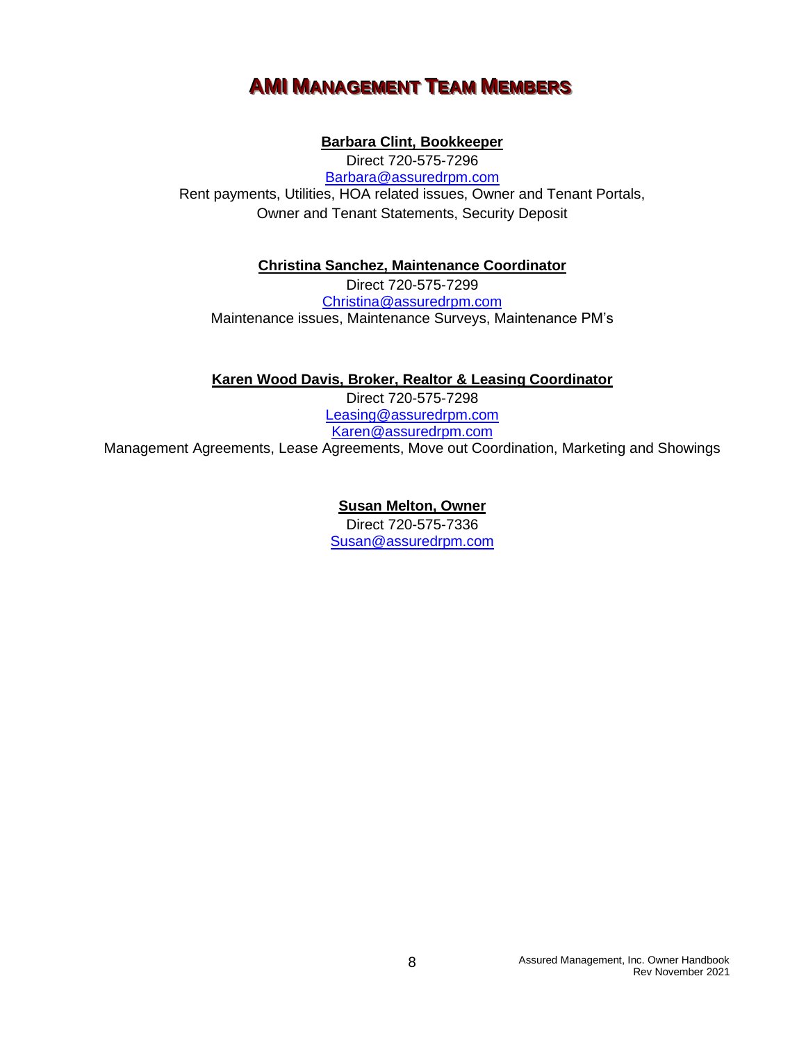# AMI Management Team Members

**Barbara Clint, Bookkeeper**

Direct 720-575-7296

Barbara@assuredrpm.com

Rent payments, Utilities, HOA related issues, Owner and Tenant Portals, Owner and Tenant Statements, Security Deposit

**Christina Sanchez, Maintenance Coordinator**

Direct 720-575-7299

Christina@assuredrpm.com

Maintenance issues, Maintenance Surveys, Maintenance PM's

**Karen Wood Davis, Broker, Realtor & Leasing Coordinator**

Direct 720-575-7298

Leasing@assuredrpm.com

Karen@assuredrpm.com

Management Agreements, Lease Agreements, Move out Coordination, Marketing and Showings

**Susan Melton, Owner**

Direct 720-575-7336

Susan@assuredrpm.com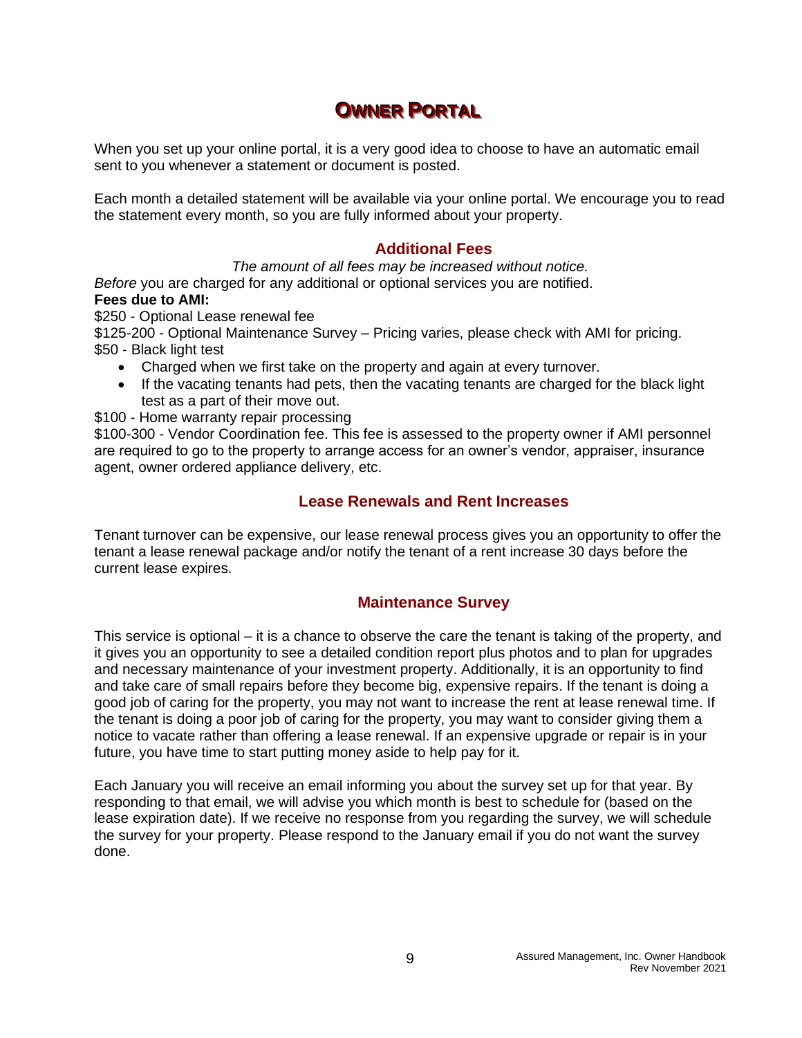# OWNER PORTAL

When you set up your online portal, it is a very good idea to choose to have an automatic email sent to you whenever a statement or document is posted.

Each month a detailed statement will be available via your online portal. We encourage you to read the statement every month, so you are fully informed about your property.

## Additional Fees

*The amount of all fees may be increased without notice.*

*Before* you are charged for any additional or optional services you are notified.

**Fees due to AMI:**

$250 - Optional Lease renewal fee

$125-200 - Optional Maintenance Survey – Pricing varies, please check with AMI for pricing.

$50 - Black light test

- Charged when we first take on the property and again at every turnover.
- If the vacating tenants had pets, then the vacating tenants are charged for the black light test as a part of their move out.

$100 - Home warranty repair processing

$100-300 - Vendor Coordination fee. This fee is assessed to the property owner if AMI personnel are required to go to the property to arrange access for an owner's vendor, appraiser, insurance agent, owner ordered appliance delivery, etc.

## Lease Renewals and Rent Increases

Tenant turnover can be expensive, our lease renewal process gives you an opportunity to offer the tenant a lease renewal package and/or notify the tenant of a rent increase 30 days before the current lease expires.

## Maintenance Survey

This service is optional – it is a chance to observe the care the tenant is taking of the property, and it gives you an opportunity to see a detailed condition report plus photos and to plan for upgrades and necessary maintenance of your investment property. Additionally, it is an opportunity to find and take care of small repairs before they become big, expensive repairs. If the tenant is doing a good job of caring for the property, you may not want to increase the rent at lease renewal time. If the tenant is doing a poor job of caring for the property, you may want to consider giving them a notice to vacate rather than offering a lease renewal. If an expensive upgrade or repair is in your future, you have time to start putting money aside to help pay for it.

Each January you will receive an email informing you about the survey set up for that year. By responding to that email, we will advise you which month is best to schedule for (based on the lease expiration date). If we receive no response from you regarding the survey, we will schedule the survey for your property. Please respond to the January email if you do not want the survey done.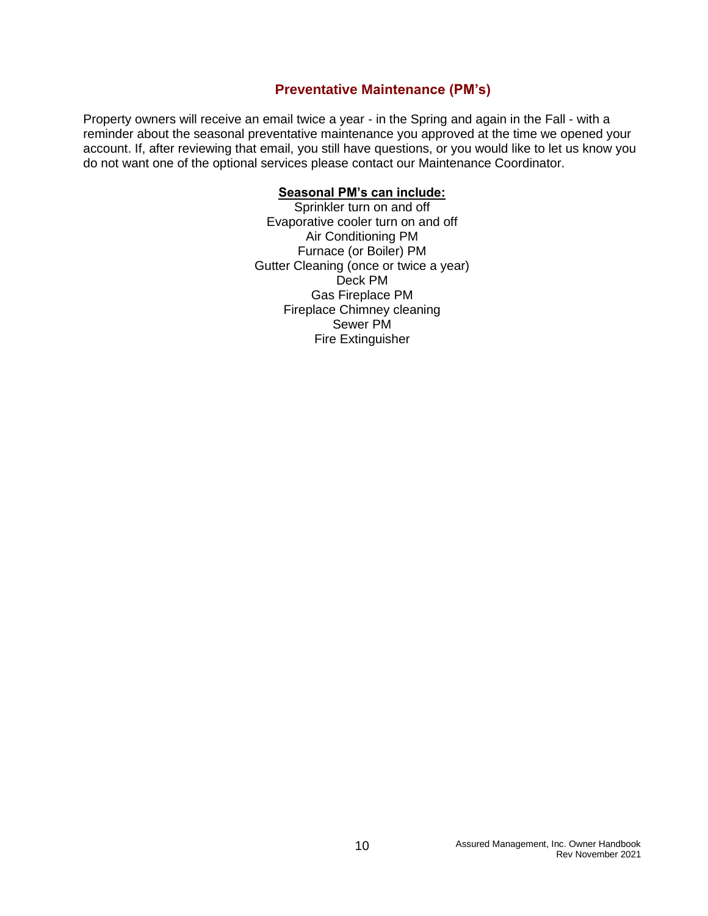## Preventative Maintenance (PM's)

Property owners will receive an email twice a year - in the Spring and again in the Fall - with a reminder about the seasonal preventative maintenance you approved at the time we opened your account. If, after reviewing that email, you still have questions, or you would like to let us know you do not want one of the optional services please contact our Maintenance Coordinator.

**Seasonal PM's can include:**

Sprinkler turn on and off
Evaporative cooler turn on and off
Air Conditioning PM
Furnace (or Boiler) PM
Gutter Cleaning (once or twice a year)
Deck PM
Gas Fireplace PM
Fireplace Chimney cleaning
Sewer PM
Fire Extinguisher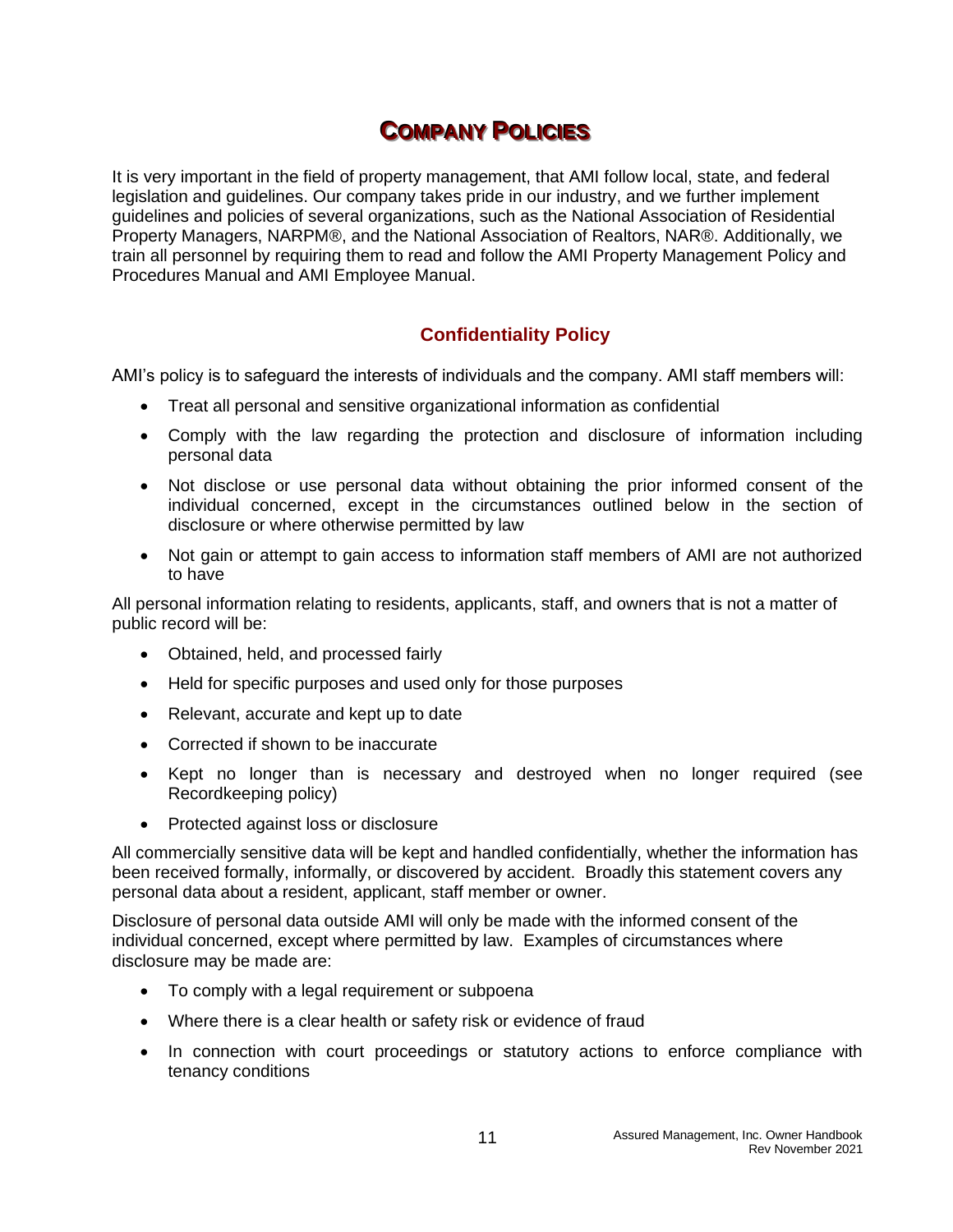# Company Policies

It is very important in the field of property management, that AMI follow local, state, and federal legislation and guidelines. Our company takes pride in our industry, and we further implement guidelines and policies of several organizations, such as the National Association of Residential Property Managers, NARPM®, and the National Association of Realtors, NAR®. Additionally, we train all personnel by requiring them to read and follow the AMI Property Management Policy and Procedures Manual and AMI Employee Manual.

## Confidentiality Policy

AMI's policy is to safeguard the interests of individuals and the company. AMI staff members will:

- Treat all personal and sensitive organizational information as confidential
- Comply with the law regarding the protection and disclosure of information including personal data
- Not disclose or use personal data without obtaining the prior informed consent of the individual concerned, except in the circumstances outlined below in the section of disclosure or where otherwise permitted by law
- Not gain or attempt to gain access to information staff members of AMI are not authorized to have

All personal information relating to residents, applicants, staff, and owners that is not a matter of public record will be:

- Obtained, held, and processed fairly
- Held for specific purposes and used only for those purposes
- Relevant, accurate and kept up to date
- Corrected if shown to be inaccurate
- Kept no longer than is necessary and destroyed when no longer required (see Recordkeeping policy)
- Protected against loss or disclosure

All commercially sensitive data will be kept and handled confidentially, whether the information has been received formally, informally, or discovered by accident. Broadly this statement covers any personal data about a resident, applicant, staff member or owner.

Disclosure of personal data outside AMI will only be made with the informed consent of the individual concerned, except where permitted by law. Examples of circumstances where disclosure may be made are:

- To comply with a legal requirement or subpoena
- Where there is a clear health or safety risk or evidence of fraud
- In connection with court proceedings or statutory actions to enforce compliance with tenancy conditions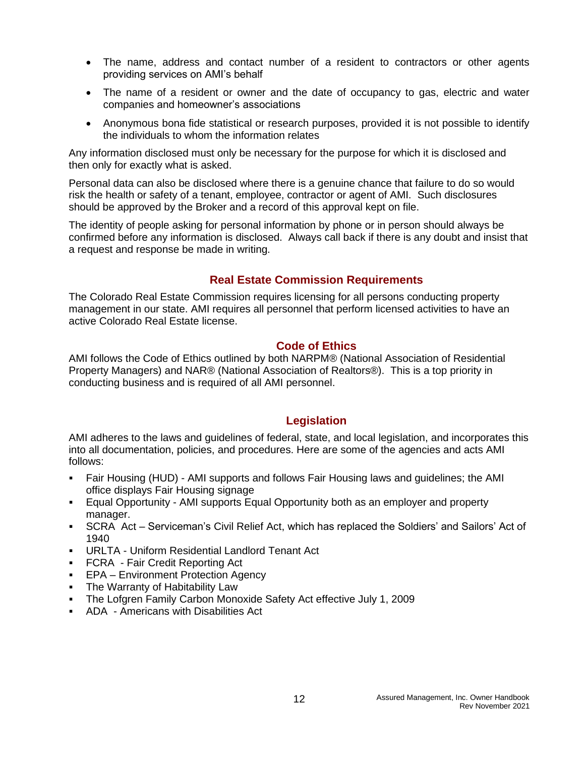- The name, address and contact number of a resident to contractors or other agents providing services on AMI's behalf
- The name of a resident or owner and the date of occupancy to gas, electric and water companies and homeowner's associations
- Anonymous bona fide statistical or research purposes, provided it is not possible to identify the individuals to whom the information relates

Any information disclosed must only be necessary for the purpose for which it is disclosed and then only for exactly what is asked.

Personal data can also be disclosed where there is a genuine chance that failure to do so would risk the health or safety of a tenant, employee, contractor or agent of AMI. Such disclosures should be approved by the Broker and a record of this approval kept on file.

The identity of people asking for personal information by phone or in person should always be confirmed before any information is disclosed. Always call back if there is any doubt and insist that a request and response be made in writing.

## Real Estate Commission Requirements

The Colorado Real Estate Commission requires licensing for all persons conducting property management in our state. AMI requires all personnel that perform licensed activities to have an active Colorado Real Estate license.

## Code of Ethics

AMI follows the Code of Ethics outlined by both NARPM® (National Association of Residential Property Managers) and NAR® (National Association of Realtors®). This is a top priority in conducting business and is required of all AMI personnel.

## Legislation

AMI adheres to the laws and guidelines of federal, state, and local legislation, and incorporates this into all documentation, policies, and procedures. Here are some of the agencies and acts AMI follows:

- Fair Housing (HUD) - AMI supports and follows Fair Housing laws and guidelines; the AMI office displays Fair Housing signage
- Equal Opportunity - AMI supports Equal Opportunity both as an employer and property manager.
- SCRA Act – Serviceman's Civil Relief Act, which has replaced the Soldiers' and Sailors' Act of 1940
- URLTA - Uniform Residential Landlord Tenant Act
- FCRA - Fair Credit Reporting Act
- EPA – Environment Protection Agency
- The Warranty of Habitability Law
- The Lofgren Family Carbon Monoxide Safety Act effective July 1, 2009
- ADA - Americans with Disabilities Act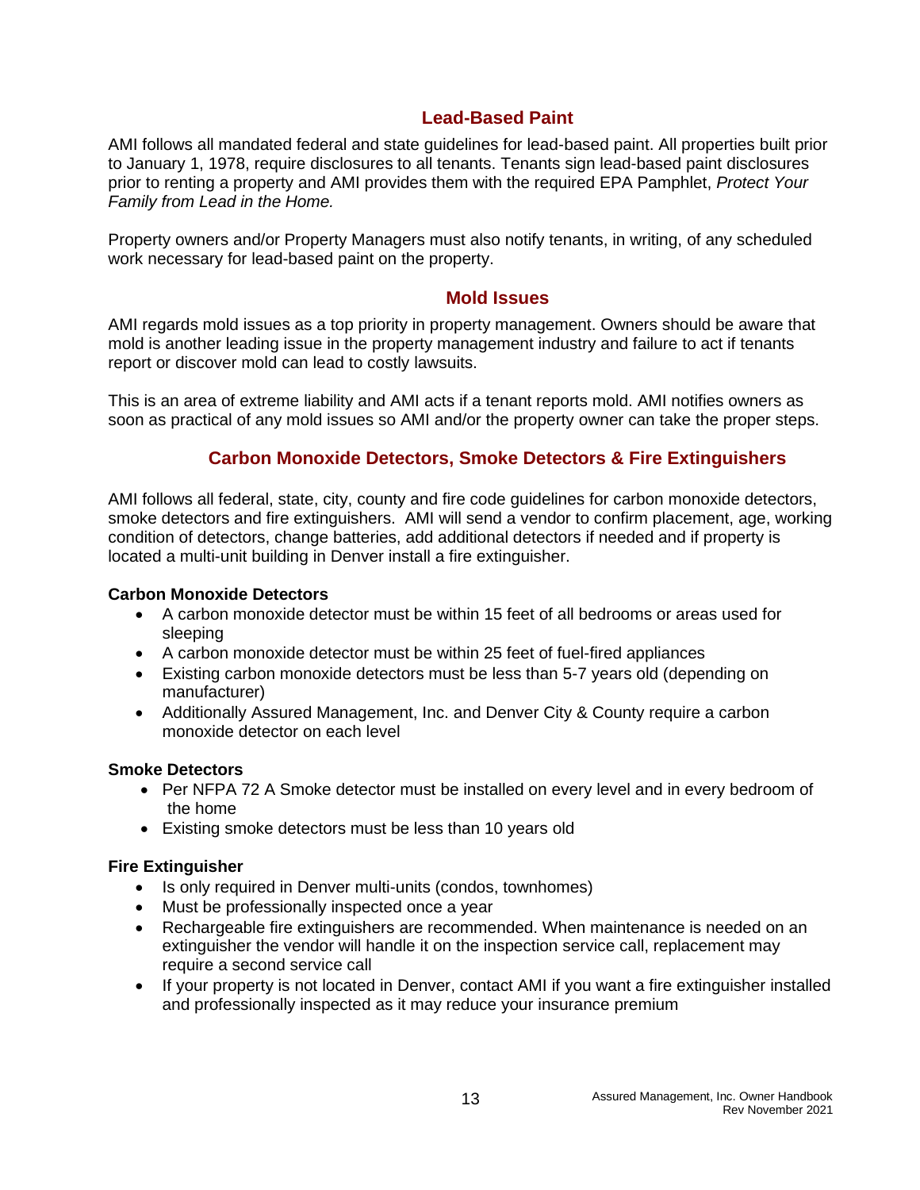## Lead-Based Paint

AMI follows all mandated federal and state guidelines for lead-based paint. All properties built prior to January 1, 1978, require disclosures to all tenants. Tenants sign lead-based paint disclosures prior to renting a property and AMI provides them with the required EPA Pamphlet, *Protect Your Family from Lead in the Home.*

Property owners and/or Property Managers must also notify tenants, in writing, of any scheduled work necessary for lead-based paint on the property.

## Mold Issues

AMI regards mold issues as a top priority in property management. Owners should be aware that mold is another leading issue in the property management industry and failure to act if tenants report or discover mold can lead to costly lawsuits.

This is an area of extreme liability and AMI acts if a tenant reports mold. AMI notifies owners as soon as practical of any mold issues so AMI and/or the property owner can take the proper steps.

## Carbon Monoxide Detectors, Smoke Detectors & Fire Extinguishers

AMI follows all federal, state, city, county and fire code guidelines for carbon monoxide detectors, smoke detectors and fire extinguishers. AMI will send a vendor to confirm placement, age, working condition of detectors, change batteries, add additional detectors if needed and if property is located a multi-unit building in Denver install a fire extinguisher.

**Carbon Monoxide Detectors**

- A carbon monoxide detector must be within 15 feet of all bedrooms or areas used for sleeping
- A carbon monoxide detector must be within 25 feet of fuel-fired appliances
- Existing carbon monoxide detectors must be less than 5-7 years old (depending on manufacturer)
- Additionally Assured Management, Inc. and Denver City & County require a carbon monoxide detector on each level

**Smoke Detectors**

- Per NFPA 72 A Smoke detector must be installed on every level and in every bedroom of the home
- Existing smoke detectors must be less than 10 years old

**Fire Extinguisher**

- Is only required in Denver multi-units (condos, townhomes)
- Must be professionally inspected once a year
- Rechargeable fire extinguishers are recommended. When maintenance is needed on an extinguisher the vendor will handle it on the inspection service call, replacement may require a second service call
- If your property is not located in Denver, contact AMI if you want a fire extinguisher installed and professionally inspected as it may reduce your insurance premium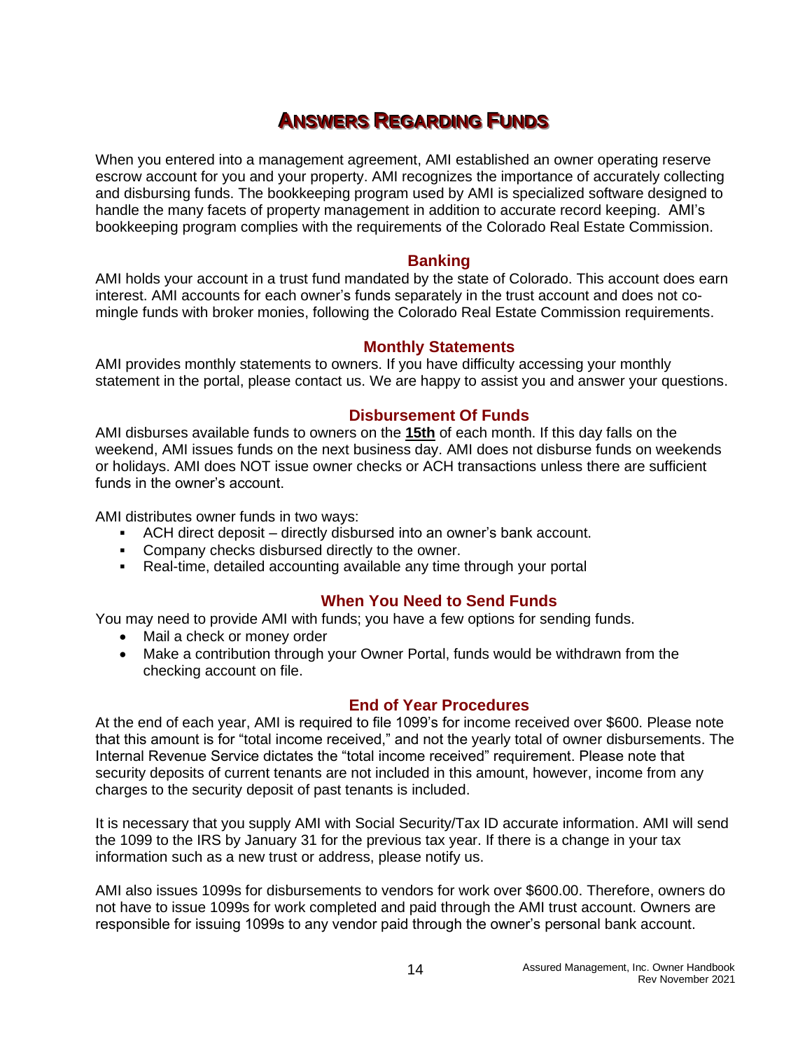# Answers Regarding Funds

When you entered into a management agreement, AMI established an owner operating reserve escrow account for you and your property. AMI recognizes the importance of accurately collecting and disbursing funds. The bookkeeping program used by AMI is specialized software designed to handle the many facets of property management in addition to accurate record keeping. AMI's bookkeeping program complies with the requirements of the Colorado Real Estate Commission.

## Banking

AMI holds your account in a trust fund mandated by the state of Colorado. This account does earn interest. AMI accounts for each owner's funds separately in the trust account and does not co-mingle funds with broker monies, following the Colorado Real Estate Commission requirements.

## Monthly Statements

AMI provides monthly statements to owners. If you have difficulty accessing your monthly statement in the portal, please contact us. We are happy to assist you and answer your questions.

## Disbursement Of Funds

AMI disburses available funds to owners on the **15th** of each month. If this day falls on the weekend, AMI issues funds on the next business day. AMI does not disburse funds on weekends or holidays. AMI does NOT issue owner checks or ACH transactions unless there are sufficient funds in the owner's account.

AMI distributes owner funds in two ways:

- ACH direct deposit – directly disbursed into an owner's bank account.
- Company checks disbursed directly to the owner.
- Real-time, detailed accounting available any time through your portal

## When You Need to Send Funds

You may need to provide AMI with funds; you have a few options for sending funds.

- Mail a check or money order
- Make a contribution through your Owner Portal, funds would be withdrawn from the checking account on file.

## End of Year Procedures

At the end of each year, AMI is required to file 1099's for income received over $600. Please note that this amount is for "total income received," and not the yearly total of owner disbursements. The Internal Revenue Service dictates the "total income received" requirement. Please note that security deposits of current tenants are not included in this amount, however, income from any charges to the security deposit of past tenants is included.

It is necessary that you supply AMI with Social Security/Tax ID accurate information. AMI will send the 1099 to the IRS by January 31 for the previous tax year. If there is a change in your tax information such as a new trust or address, please notify us.

AMI also issues 1099s for disbursements to vendors for work over $600.00. Therefore, owners do not have to issue 1099s for work completed and paid through the AMI trust account. Owners are responsible for issuing 1099s to any vendor paid through the owner's personal bank account.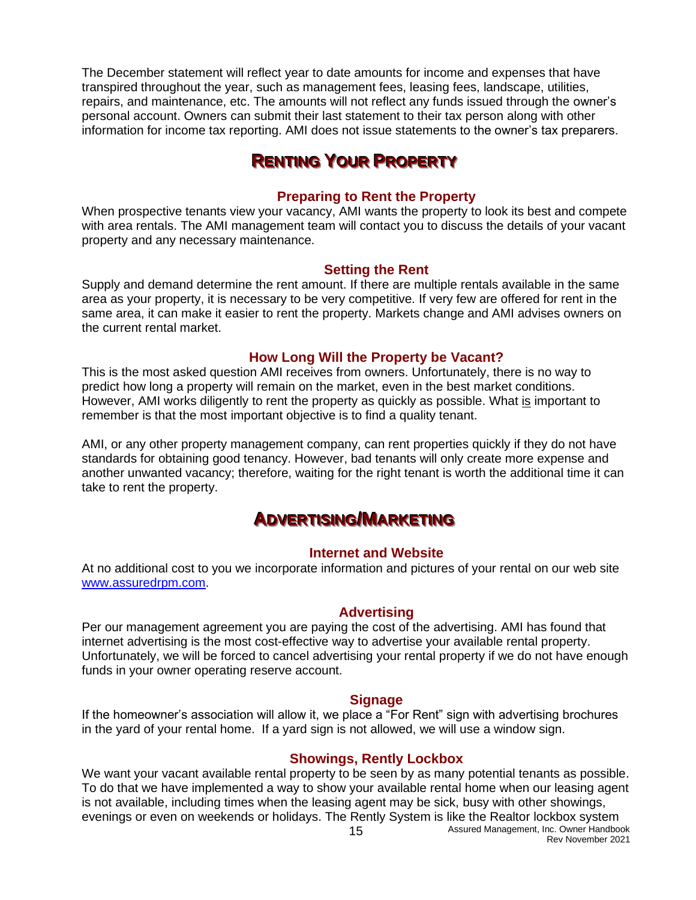The December statement will reflect year to date amounts for income and expenses that have transpired throughout the year, such as management fees, leasing fees, landscape, utilities, repairs, and maintenance, etc. The amounts will not reflect any funds issued through the owner's personal account. Owners can submit their last statement to their tax person along with other information for income tax reporting. AMI does not issue statements to the owner's tax preparers.

# Renting Your Property

### Preparing to Rent the Property

When prospective tenants view your vacancy, AMI wants the property to look its best and compete with area rentals. The AMI management team will contact you to discuss the details of your vacant property and any necessary maintenance.

### Setting the Rent

Supply and demand determine the rent amount. If there are multiple rentals available in the same area as your property, it is necessary to be very competitive. If very few are offered for rent in the same area, it can make it easier to rent the property. Markets change and AMI advises owners on the current rental market.

### How Long Will the Property be Vacant?

This is the most asked question AMI receives from owners. Unfortunately, there is no way to predict how long a property will remain on the market, even in the best market conditions. However, AMI works diligently to rent the property as quickly as possible. What <u>is</u> important to remember is that the most important objective is to find a quality tenant.

AMI, or any other property management company, can rent properties quickly if they do not have standards for obtaining good tenancy. However, bad tenants will only create more expense and another unwanted vacancy; therefore, waiting for the right tenant is worth the additional time it can take to rent the property.

# Advertising/Marketing

### Internet and Website

At no additional cost to you we incorporate information and pictures of your rental on our web site [www.assuredrpm.com](http://www.assuredrpm.com).

### Advertising

Per our management agreement you are paying the cost of the advertising. AMI has found that internet advertising is the most cost-effective way to advertise your available rental property. Unfortunately, we will be forced to cancel advertising your rental property if we do not have enough funds in your owner operating reserve account.

### Signage

If the homeowner's association will allow it, we place a "For Rent" sign with advertising brochures in the yard of your rental home. If a yard sign is not allowed, we will use a window sign.

### Showings, Rently Lockbox

We want your vacant available rental property to be seen by as many potential tenants as possible. To do that we have implemented a way to show your available rental home when our leasing agent is not available, including times when the leasing agent may be sick, busy with other showings, evenings or even on weekends or holidays. The Rently System is like the Realtor lockbox system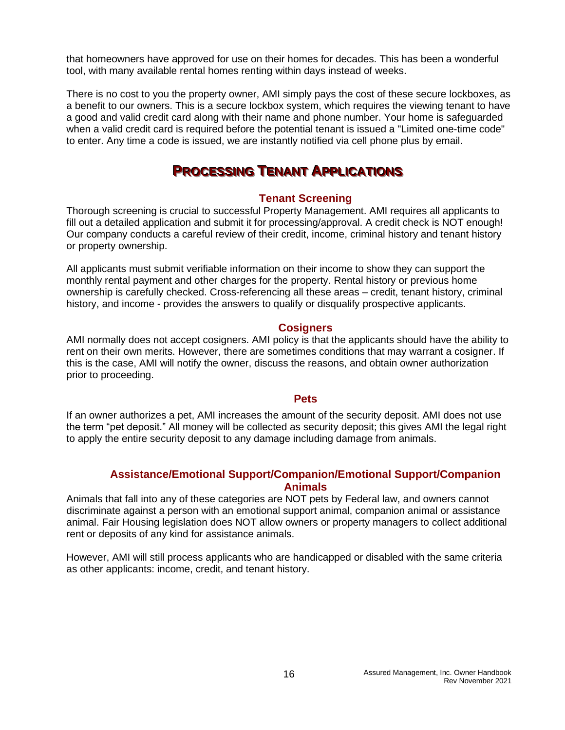that homeowners have approved for use on their homes for decades. This has been a wonderful tool, with many available rental homes renting within days instead of weeks.

There is no cost to you the property owner, AMI simply pays the cost of these secure lockboxes, as a benefit to our owners. This is a secure lockbox system, which requires the viewing tenant to have a good and valid credit card along with their name and phone number. Your home is safeguarded when a valid credit card is required before the potential tenant is issued a "Limited one-time code" to enter. Any time a code is issued, we are instantly notified via cell phone plus by email.

# Processing Tenant Applications

### Tenant Screening

Thorough screening is crucial to successful Property Management. AMI requires all applicants to fill out a detailed application and submit it for processing/approval. A credit check is NOT enough! Our company conducts a careful review of their credit, income, criminal history and tenant history or property ownership.

All applicants must submit verifiable information on their income to show they can support the monthly rental payment and other charges for the property. Rental history or previous home ownership is carefully checked. Cross-referencing all these areas – credit, tenant history, criminal history, and income - provides the answers to qualify or disqualify prospective applicants.

### Cosigners

AMI normally does not accept cosigners. AMI policy is that the applicants should have the ability to rent on their own merits. However, there are sometimes conditions that may warrant a cosigner. If this is the case, AMI will notify the owner, discuss the reasons, and obtain owner authorization prior to proceeding.

### Pets

If an owner authorizes a pet, AMI increases the amount of the security deposit. AMI does not use the term "pet deposit." All money will be collected as security deposit; this gives AMI the legal right to apply the entire security deposit to any damage including damage from animals.

### Assistance/Emotional Support/Companion/Emotional Support/Companion Animals

Animals that fall into any of these categories are NOT pets by Federal law, and owners cannot discriminate against a person with an emotional support animal, companion animal or assistance animal. Fair Housing legislation does NOT allow owners or property managers to collect additional rent or deposits of any kind for assistance animals.

However, AMI will still process applicants who are handicapped or disabled with the same criteria as other applicants: income, credit, and tenant history.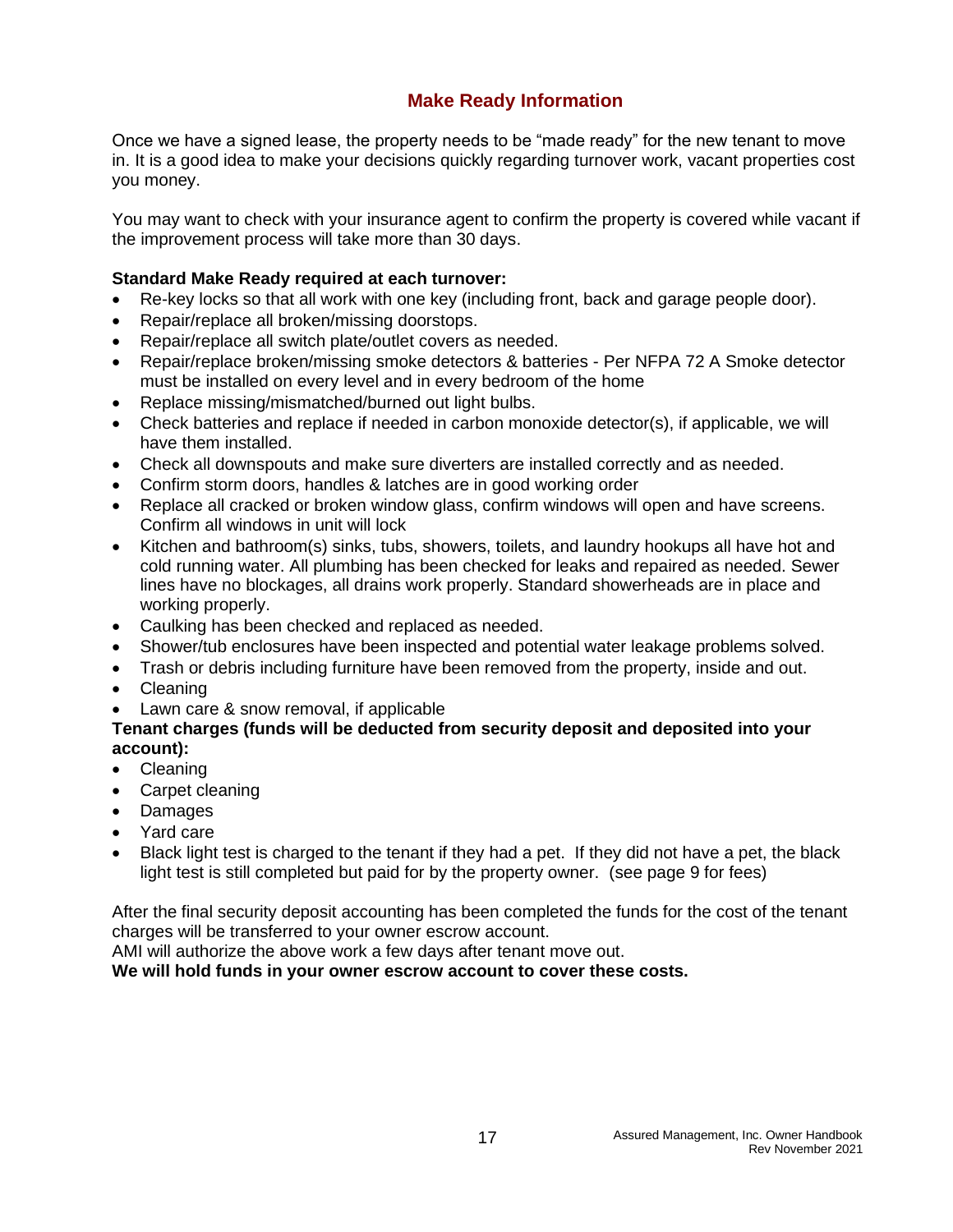## Make Ready Information

Once we have a signed lease, the property needs to be "made ready" for the new tenant to move in. It is a good idea to make your decisions quickly regarding turnover work, vacant properties cost you money.

You may want to check with your insurance agent to confirm the property is covered while vacant if the improvement process will take more than 30 days.

**Standard Make Ready required at each turnover:**

- Re-key locks so that all work with one key (including front, back and garage people door).
- Repair/replace all broken/missing doorstops.
- Repair/replace all switch plate/outlet covers as needed.
- Repair/replace broken/missing smoke detectors & batteries - Per NFPA 72 A Smoke detector must be installed on every level and in every bedroom of the home
- Replace missing/mismatched/burned out light bulbs.
- Check batteries and replace if needed in carbon monoxide detector(s), if applicable, we will have them installed.
- Check all downspouts and make sure diverters are installed correctly and as needed.
- Confirm storm doors, handles & latches are in good working order
- Replace all cracked or broken window glass, confirm windows will open and have screens. Confirm all windows in unit will lock
- Kitchen and bathroom(s) sinks, tubs, showers, toilets, and laundry hookups all have hot and cold running water. All plumbing has been checked for leaks and repaired as needed. Sewer lines have no blockages, all drains work properly. Standard showerheads are in place and working properly.
- Caulking has been checked and replaced as needed.
- Shower/tub enclosures have been inspected and potential water leakage problems solved.
- Trash or debris including furniture have been removed from the property, inside and out.
- Cleaning
- Lawn care & snow removal, if applicable

**Tenant charges (funds will be deducted from security deposit and deposited into your account):**

- Cleaning
- Carpet cleaning
- Damages
- Yard care
- Black light test is charged to the tenant if they had a pet. If they did not have a pet, the black light test is still completed but paid for by the property owner. (see page 9 for fees)

After the final security deposit accounting has been completed the funds for the cost of the tenant charges will be transferred to your owner escrow account.
AMI will authorize the above work a few days after tenant move out.
**We will hold funds in your owner escrow account to cover these costs.**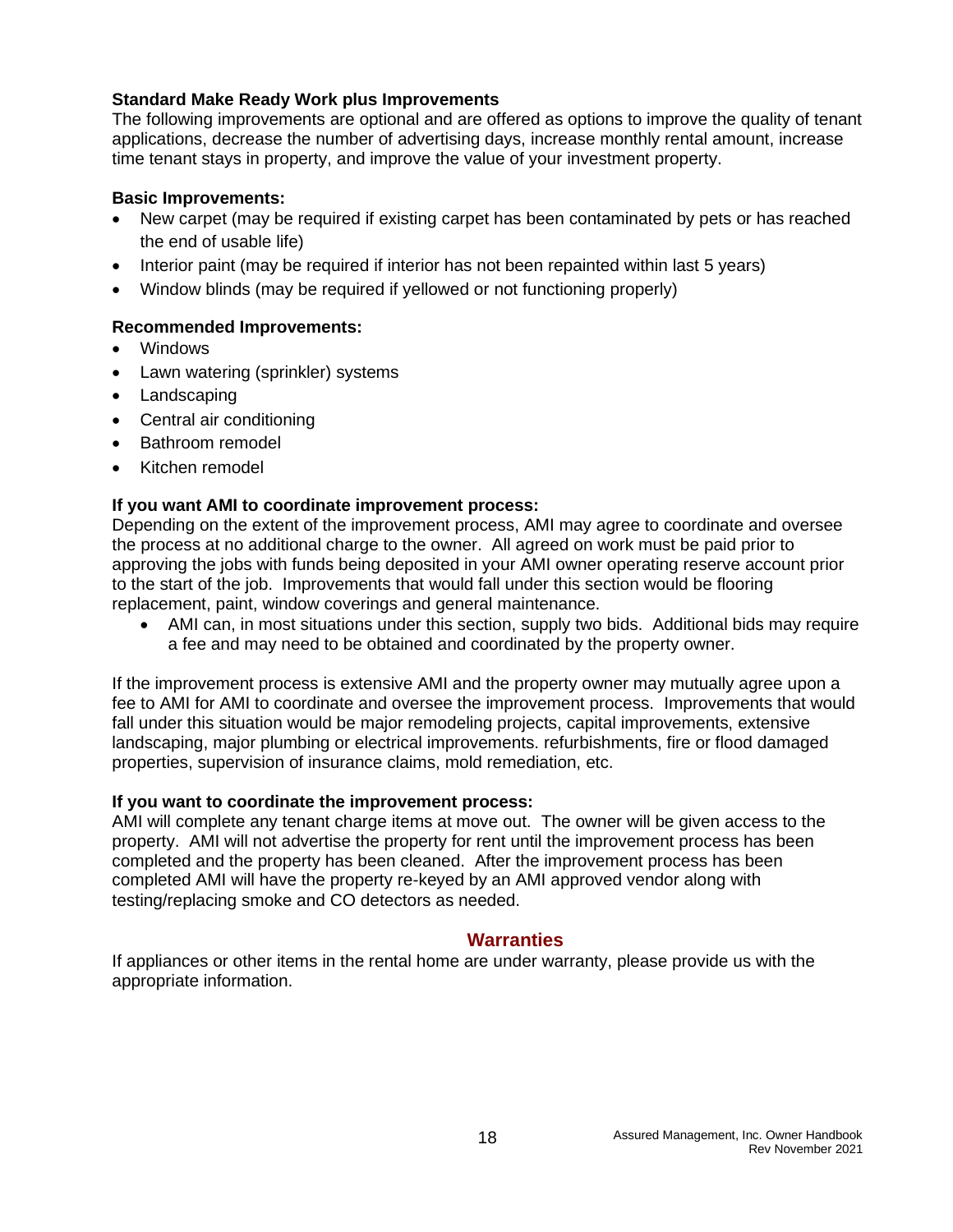**Standard Make Ready Work plus Improvements**

The following improvements are optional and are offered as options to improve the quality of tenant applications, decrease the number of advertising days, increase monthly rental amount, increase time tenant stays in property, and improve the value of your investment property.

**Basic Improvements:**

- New carpet (may be required if existing carpet has been contaminated by pets or has reached the end of usable life)
- Interior paint (may be required if interior has not been repainted within last 5 years)
- Window blinds (may be required if yellowed or not functioning properly)

**Recommended Improvements:**

- Windows
- Lawn watering (sprinkler) systems
- Landscaping
- Central air conditioning
- Bathroom remodel
- Kitchen remodel

**If you want AMI to coordinate improvement process:**

Depending on the extent of the improvement process, AMI may agree to coordinate and oversee the process at no additional charge to the owner. All agreed on work must be paid prior to approving the jobs with funds being deposited in your AMI owner operating reserve account prior to the start of the job. Improvements that would fall under this section would be flooring replacement, paint, window coverings and general maintenance.

- AMI can, in most situations under this section, supply two bids. Additional bids may require a fee and may need to be obtained and coordinated by the property owner.

If the improvement process is extensive AMI and the property owner may mutually agree upon a fee to AMI for AMI to coordinate and oversee the improvement process. Improvements that would fall under this situation would be major remodeling projects, capital improvements, extensive landscaping, major plumbing or electrical improvements. refurbishments, fire or flood damaged properties, supervision of insurance claims, mold remediation, etc.

**If you want to coordinate the improvement process:**

AMI will complete any tenant charge items at move out. The owner will be given access to the property. AMI will not advertise the property for rent until the improvement process has been completed and the property has been cleaned. After the improvement process has been completed AMI will have the property re-keyed by an AMI approved vendor along with testing/replacing smoke and CO detectors as needed.

## Warranties

If appliances or other items in the rental home are under warranty, please provide us with the appropriate information.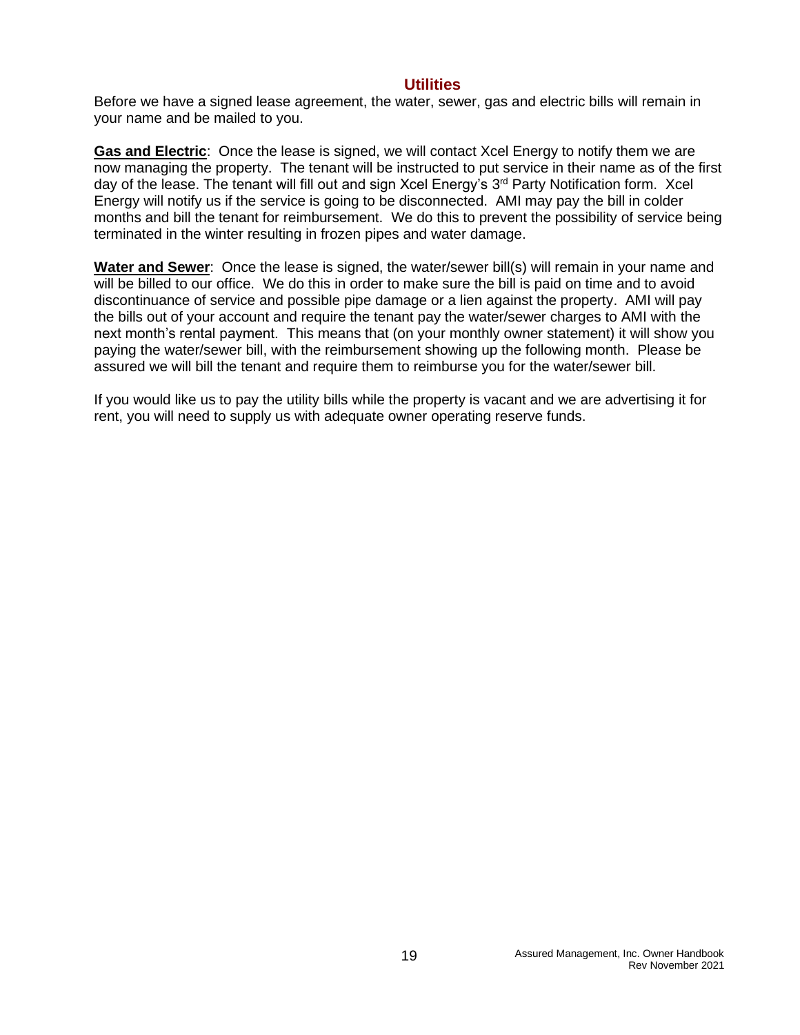## Utilities

Before we have a signed lease agreement, the water, sewer, gas and electric bills will remain in your name and be mailed to you.

**Gas and Electric**: Once the lease is signed, we will contact Xcel Energy to notify them we are now managing the property. The tenant will be instructed to put service in their name as of the first day of the lease. The tenant will fill out and sign Xcel Energy's 3rd Party Notification form. Xcel Energy will notify us if the service is going to be disconnected. AMI may pay the bill in colder months and bill the tenant for reimbursement. We do this to prevent the possibility of service being terminated in the winter resulting in frozen pipes and water damage.

**Water and Sewer**: Once the lease is signed, the water/sewer bill(s) will remain in your name and will be billed to our office. We do this in order to make sure the bill is paid on time and to avoid discontinuance of service and possible pipe damage or a lien against the property. AMI will pay the bills out of your account and require the tenant pay the water/sewer charges to AMI with the next month's rental payment. This means that (on your monthly owner statement) it will show you paying the water/sewer bill, with the reimbursement showing up the following month. Please be assured we will bill the tenant and require them to reimburse you for the water/sewer bill.

If you would like us to pay the utility bills while the property is vacant and we are advertising it for rent, you will need to supply us with adequate owner operating reserve funds.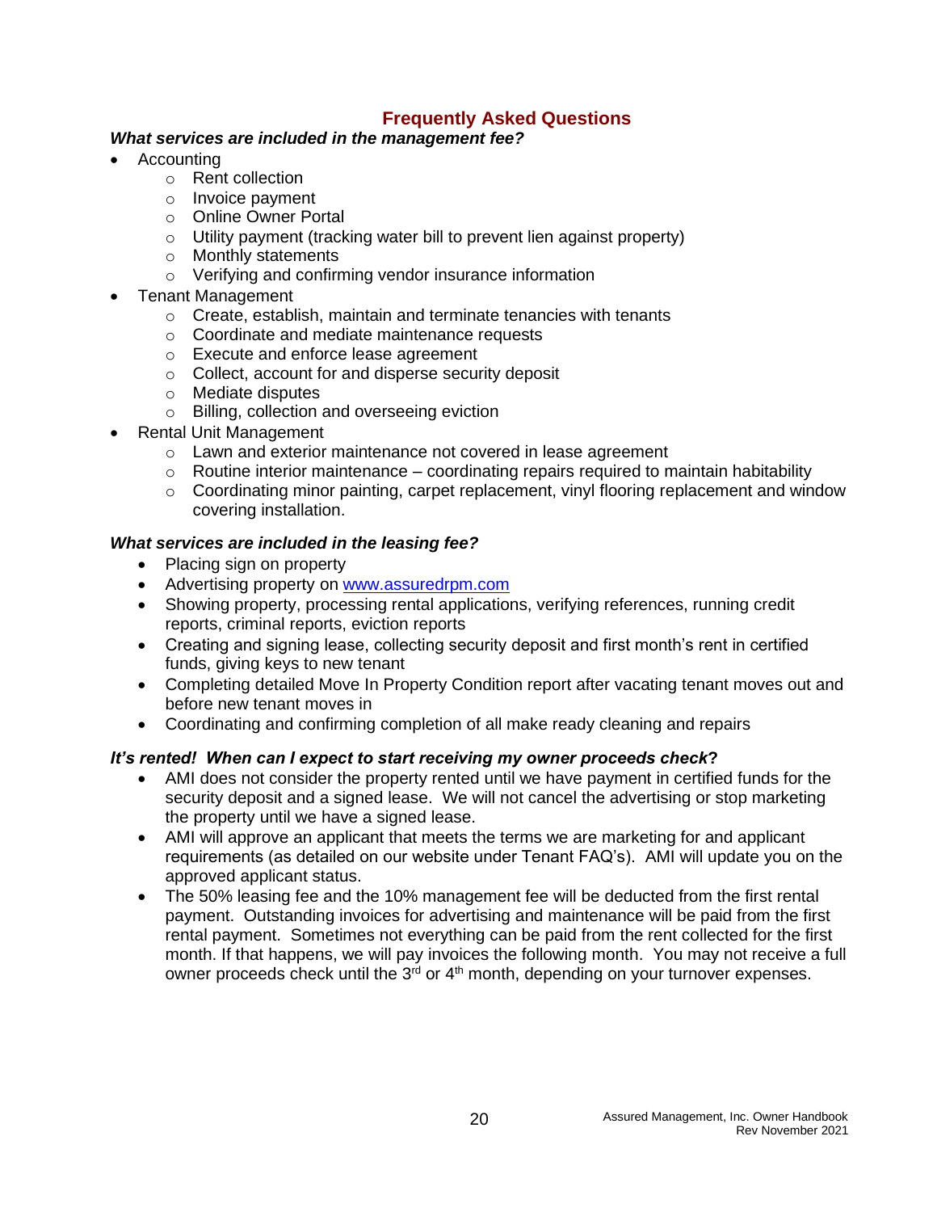## Frequently Asked Questions

***What services are included in the management fee?***

- Accounting
  - Rent collection
  - Invoice payment
  - Online Owner Portal
  - Utility payment (tracking water bill to prevent lien against property)
  - Monthly statements
  - Verifying and confirming vendor insurance information
- Tenant Management
  - Create, establish, maintain and terminate tenancies with tenants
  - Coordinate and mediate maintenance requests
  - Execute and enforce lease agreement
  - Collect, account for and disperse security deposit
  - Mediate disputes
  - Billing, collection and overseeing eviction
- Rental Unit Management
  - Lawn and exterior maintenance not covered in lease agreement
  - Routine interior maintenance – coordinating repairs required to maintain habitability
  - Coordinating minor painting, carpet replacement, vinyl flooring replacement and window covering installation.

***What services are included in the leasing fee?***

- Placing sign on property
- Advertising property on [www.assuredrpm.com](http://www.assuredrpm.com)
- Showing property, processing rental applications, verifying references, running credit reports, criminal reports, eviction reports
- Creating and signing lease, collecting security deposit and first month's rent in certified funds, giving keys to new tenant
- Completing detailed Move In Property Condition report after vacating tenant moves out and before new tenant moves in
- Coordinating and confirming completion of all make ready cleaning and repairs

***It's rented! When can I expect to start receiving my owner proceeds check?***

- AMI does not consider the property rented until we have payment in certified funds for the security deposit and a signed lease. We will not cancel the advertising or stop marketing the property until we have a signed lease.
- AMI will approve an applicant that meets the terms we are marketing for and applicant requirements (as detailed on our website under Tenant FAQ's). AMI will update you on the approved applicant status.
- The 50% leasing fee and the 10% management fee will be deducted from the first rental payment. Outstanding invoices for advertising and maintenance will be paid from the first rental payment. Sometimes not everything can be paid from the rent collected for the first month. If that happens, we will pay invoices the following month. You may not receive a full owner proceeds check until the 3rd or 4th month, depending on your turnover expenses.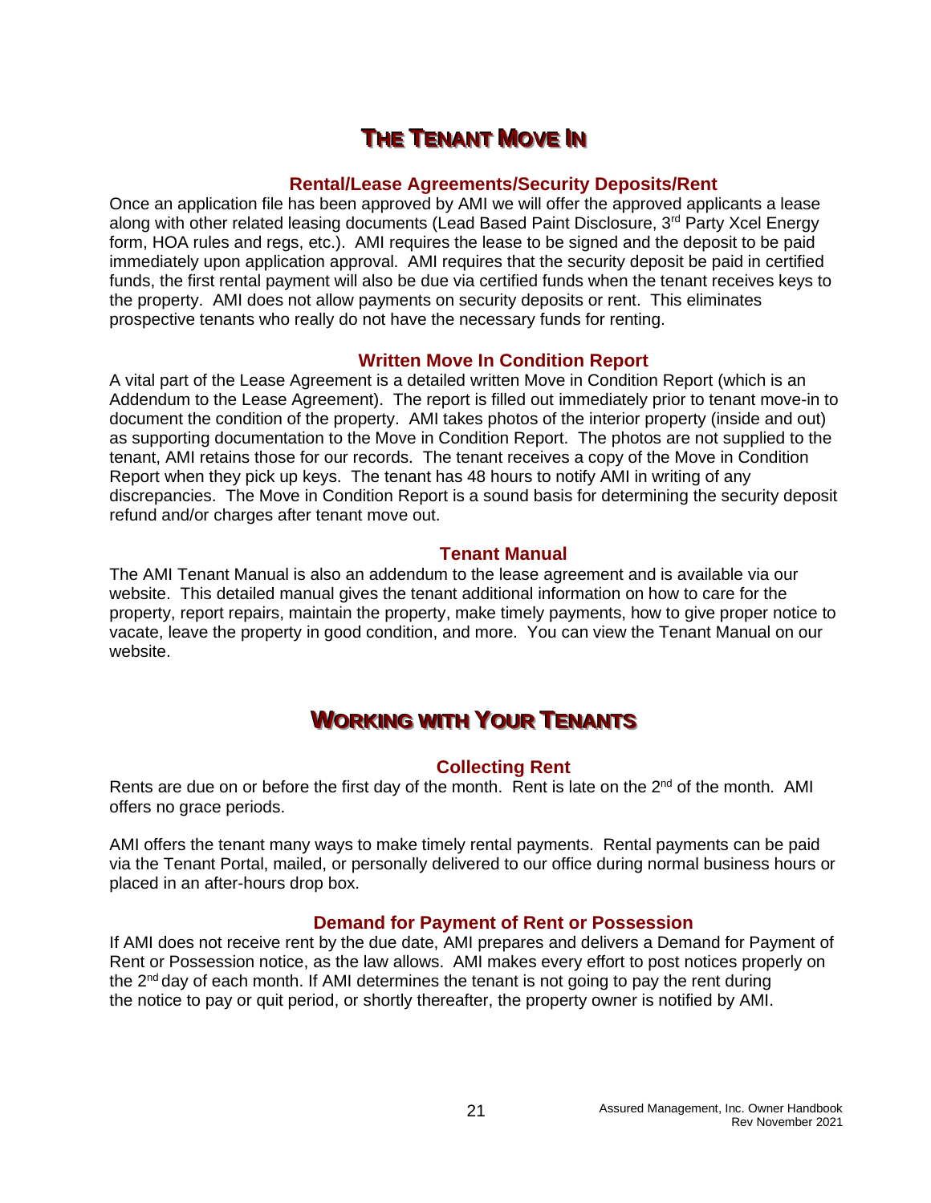# The Tenant Move In

### Rental/Lease Agreements/Security Deposits/Rent

Once an application file has been approved by AMI we will offer the approved applicants a lease along with other related leasing documents (Lead Based Paint Disclosure, 3rd Party Xcel Energy form, HOA rules and regs, etc.). AMI requires the lease to be signed and the deposit to be paid immediately upon application approval. AMI requires that the security deposit be paid in certified funds, the first rental payment will also be due via certified funds when the tenant receives keys to the property. AMI does not allow payments on security deposits or rent. This eliminates prospective tenants who really do not have the necessary funds for renting.

### Written Move In Condition Report

A vital part of the Lease Agreement is a detailed written Move in Condition Report (which is an Addendum to the Lease Agreement). The report is filled out immediately prior to tenant move-in to document the condition of the property. AMI takes photos of the interior property (inside and out) as supporting documentation to the Move in Condition Report. The photos are not supplied to the tenant, AMI retains those for our records. The tenant receives a copy of the Move in Condition Report when they pick up keys. The tenant has 48 hours to notify AMI in writing of any discrepancies. The Move in Condition Report is a sound basis for determining the security deposit refund and/or charges after tenant move out.

### Tenant Manual

The AMI Tenant Manual is also an addendum to the lease agreement and is available via our website. This detailed manual gives the tenant additional information on how to care for the property, report repairs, maintain the property, make timely payments, how to give proper notice to vacate, leave the property in good condition, and more. You can view the Tenant Manual on our website.

# Working with Your Tenants

### Collecting Rent

Rents are due on or before the first day of the month. Rent is late on the 2nd of the month. AMI offers no grace periods.

AMI offers the tenant many ways to make timely rental payments. Rental payments can be paid via the Tenant Portal, mailed, or personally delivered to our office during normal business hours or placed in an after-hours drop box.

### Demand for Payment of Rent or Possession

If AMI does not receive rent by the due date, AMI prepares and delivers a Demand for Payment of Rent or Possession notice, as the law allows. AMI makes every effort to post notices properly on the 2nd day of each month. If AMI determines the tenant is not going to pay the rent during the notice to pay or quit period, or shortly thereafter, the property owner is notified by AMI.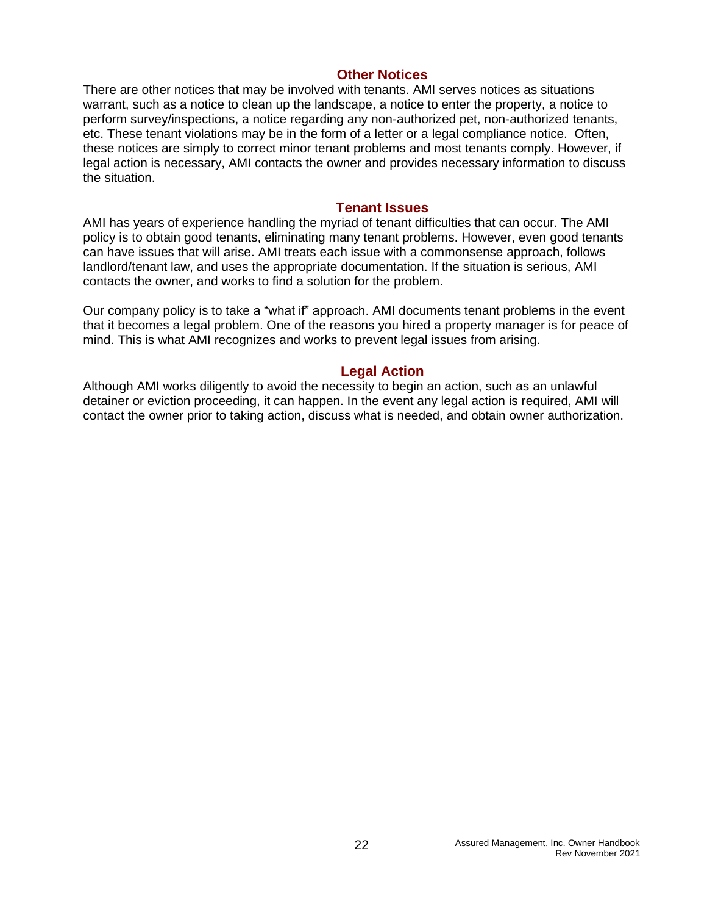## Other Notices

There are other notices that may be involved with tenants. AMI serves notices as situations warrant, such as a notice to clean up the landscape, a notice to enter the property, a notice to perform survey/inspections, a notice regarding any non-authorized pet, non-authorized tenants, etc. These tenant violations may be in the form of a letter or a legal compliance notice. Often, these notices are simply to correct minor tenant problems and most tenants comply. However, if legal action is necessary, AMI contacts the owner and provides necessary information to discuss the situation.

## Tenant Issues

AMI has years of experience handling the myriad of tenant difficulties that can occur. The AMI policy is to obtain good tenants, eliminating many tenant problems. However, even good tenants can have issues that will arise. AMI treats each issue with a commonsense approach, follows landlord/tenant law, and uses the appropriate documentation. If the situation is serious, AMI contacts the owner, and works to find a solution for the problem.

Our company policy is to take a "what if" approach. AMI documents tenant problems in the event that it becomes a legal problem. One of the reasons you hired a property manager is for peace of mind. This is what AMI recognizes and works to prevent legal issues from arising.

## Legal Action

Although AMI works diligently to avoid the necessity to begin an action, such as an unlawful detainer or eviction proceeding, it can happen. In the event any legal action is required, AMI will contact the owner prior to taking action, discuss what is needed, and obtain owner authorization.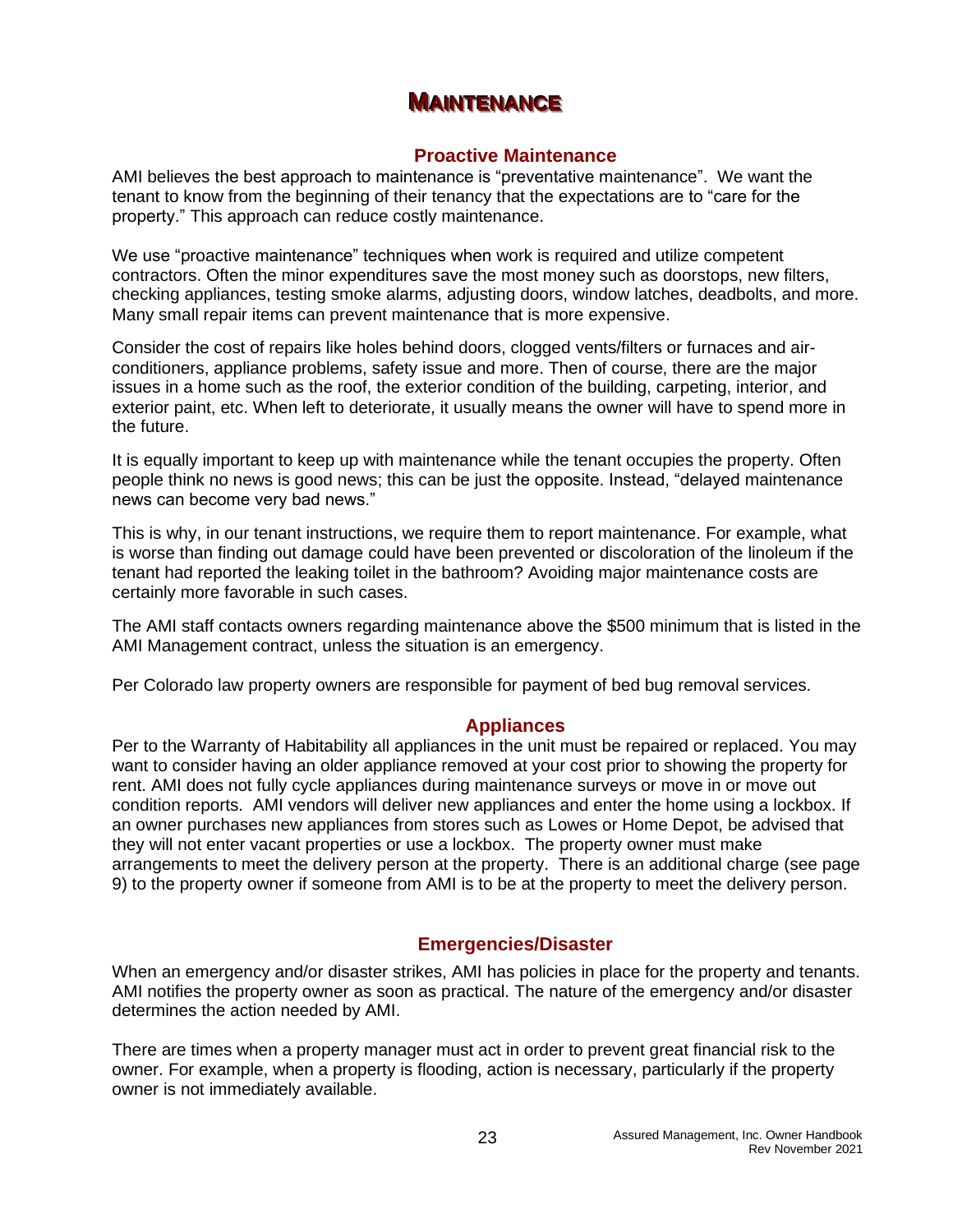# MAINTENANCE

## Proactive Maintenance

AMI believes the best approach to maintenance is "preventative maintenance". We want the tenant to know from the beginning of their tenancy that the expectations are to "care for the property." This approach can reduce costly maintenance.

We use "proactive maintenance" techniques when work is required and utilize competent contractors. Often the minor expenditures save the most money such as doorstops, new filters, checking appliances, testing smoke alarms, adjusting doors, window latches, deadbolts, and more. Many small repair items can prevent maintenance that is more expensive.

Consider the cost of repairs like holes behind doors, clogged vents/filters or furnaces and air-conditioners, appliance problems, safety issue and more. Then of course, there are the major issues in a home such as the roof, the exterior condition of the building, carpeting, interior, and exterior paint, etc. When left to deteriorate, it usually means the owner will have to spend more in the future.

It is equally important to keep up with maintenance while the tenant occupies the property. Often people think no news is good news; this can be just the opposite. Instead, "delayed maintenance news can become very bad news."

This is why, in our tenant instructions, we require them to report maintenance. For example, what is worse than finding out damage could have been prevented or discoloration of the linoleum if the tenant had reported the leaking toilet in the bathroom? Avoiding major maintenance costs are certainly more favorable in such cases.

The AMI staff contacts owners regarding maintenance above the $500 minimum that is listed in the AMI Management contract, unless the situation is an emergency.

Per Colorado law property owners are responsible for payment of bed bug removal services.

## Appliances

Per to the Warranty of Habitability all appliances in the unit must be repaired or replaced. You may want to consider having an older appliance removed at your cost prior to showing the property for rent. AMI does not fully cycle appliances during maintenance surveys or move in or move out condition reports. AMI vendors will deliver new appliances and enter the home using a lockbox. If an owner purchases new appliances from stores such as Lowes or Home Depot, be advised that they will not enter vacant properties or use a lockbox. The property owner must make arrangements to meet the delivery person at the property. There is an additional charge (see page 9) to the property owner if someone from AMI is to be at the property to meet the delivery person.

## Emergencies/Disaster

When an emergency and/or disaster strikes, AMI has policies in place for the property and tenants. AMI notifies the property owner as soon as practical. The nature of the emergency and/or disaster determines the action needed by AMI.

There are times when a property manager must act in order to prevent great financial risk to the owner. For example, when a property is flooding, action is necessary, particularly if the property owner is not immediately available.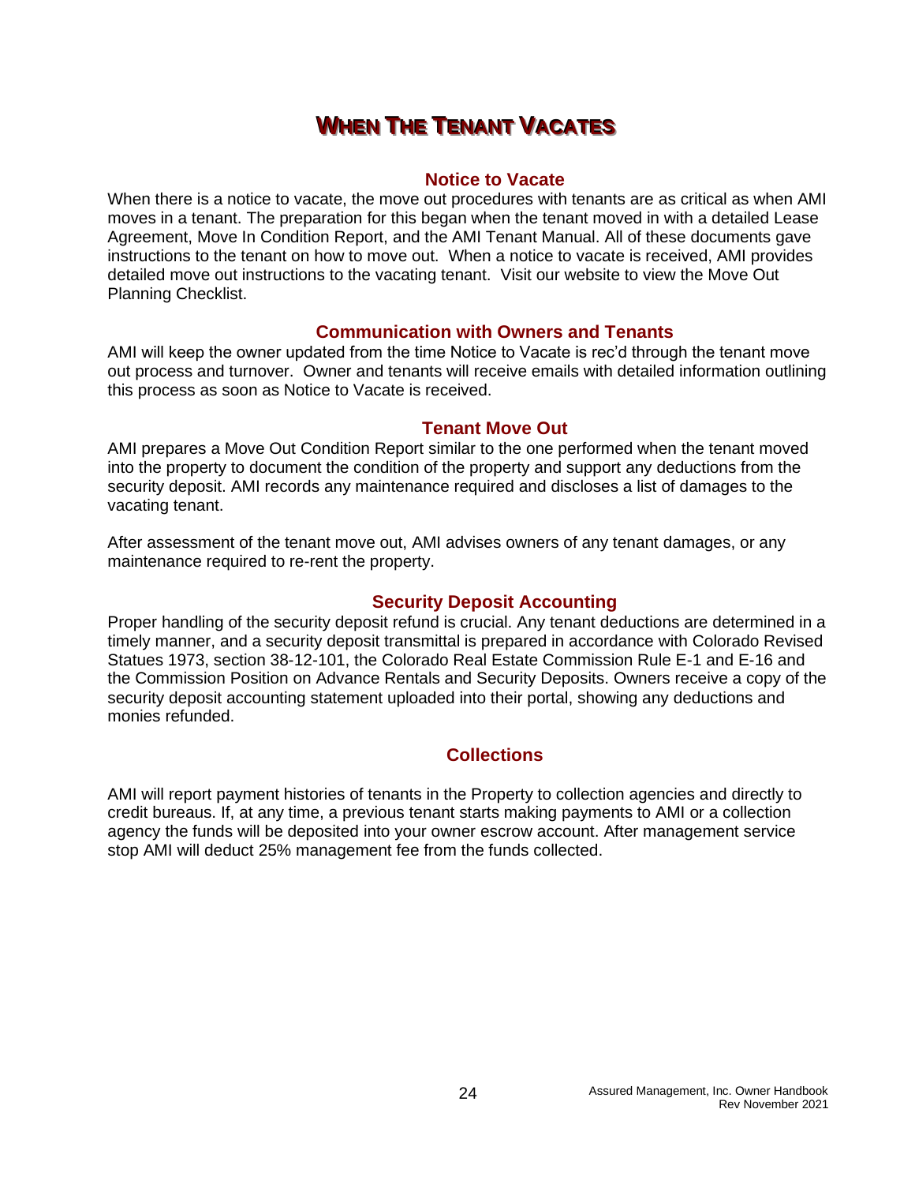# When The Tenant Vacates

## Notice to Vacate

When there is a notice to vacate, the move out procedures with tenants are as critical as when AMI moves in a tenant. The preparation for this began when the tenant moved in with a detailed Lease Agreement, Move In Condition Report, and the AMI Tenant Manual. All of these documents gave instructions to the tenant on how to move out. When a notice to vacate is received, AMI provides detailed move out instructions to the vacating tenant. Visit our website to view the Move Out Planning Checklist.

## Communication with Owners and Tenants

AMI will keep the owner updated from the time Notice to Vacate is rec'd through the tenant move out process and turnover. Owner and tenants will receive emails with detailed information outlining this process as soon as Notice to Vacate is received.

## Tenant Move Out

AMI prepares a Move Out Condition Report similar to the one performed when the tenant moved into the property to document the condition of the property and support any deductions from the security deposit. AMI records any maintenance required and discloses a list of damages to the vacating tenant.

After assessment of the tenant move out, AMI advises owners of any tenant damages, or any maintenance required to re-rent the property.

## Security Deposit Accounting

Proper handling of the security deposit refund is crucial. Any tenant deductions are determined in a timely manner, and a security deposit transmittal is prepared in accordance with Colorado Revised Statues 1973, section 38-12-101, the Colorado Real Estate Commission Rule E-1 and E-16 and the Commission Position on Advance Rentals and Security Deposits. Owners receive a copy of the security deposit accounting statement uploaded into their portal, showing any deductions and monies refunded.

## Collections

AMI will report payment histories of tenants in the Property to collection agencies and directly to credit bureaus. If, at any time, a previous tenant starts making payments to AMI or a collection agency the funds will be deposited into your owner escrow account. After management service stop AMI will deduct 25% management fee from the funds collected.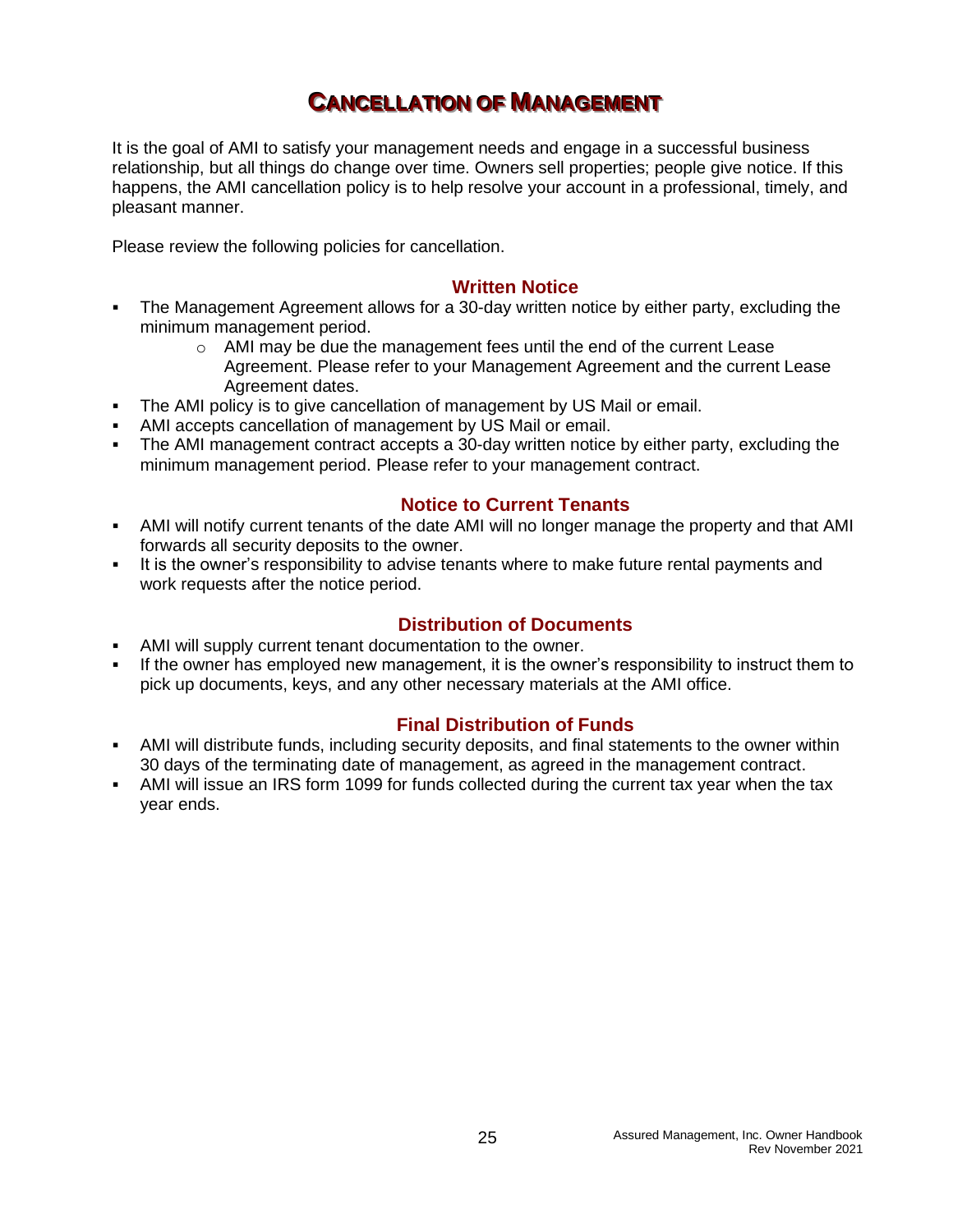# Cancellation of Management

It is the goal of AMI to satisfy your management needs and engage in a successful business relationship, but all things do change over time. Owners sell properties; people give notice. If this happens, the AMI cancellation policy is to help resolve your account in a professional, timely, and pleasant manner.

Please review the following policies for cancellation.

### Written Notice

- The Management Agreement allows for a 30-day written notice by either party, excluding the minimum management period.
    - AMI may be due the management fees until the end of the current Lease Agreement. Please refer to your Management Agreement and the current Lease Agreement dates.
- The AMI policy is to give cancellation of management by US Mail or email.
- AMI accepts cancellation of management by US Mail or email.
- The AMI management contract accepts a 30-day written notice by either party, excluding the minimum management period. Please refer to your management contract.

### Notice to Current Tenants

- AMI will notify current tenants of the date AMI will no longer manage the property and that AMI forwards all security deposits to the owner.
- It is the owner's responsibility to advise tenants where to make future rental payments and work requests after the notice period.

### Distribution of Documents

- AMI will supply current tenant documentation to the owner.
- If the owner has employed new management, it is the owner's responsibility to instruct them to pick up documents, keys, and any other necessary materials at the AMI office.

### Final Distribution of Funds

- AMI will distribute funds, including security deposits, and final statements to the owner within 30 days of the terminating date of management, as agreed in the management contract.
- AMI will issue an IRS form 1099 for funds collected during the current tax year when the tax year ends.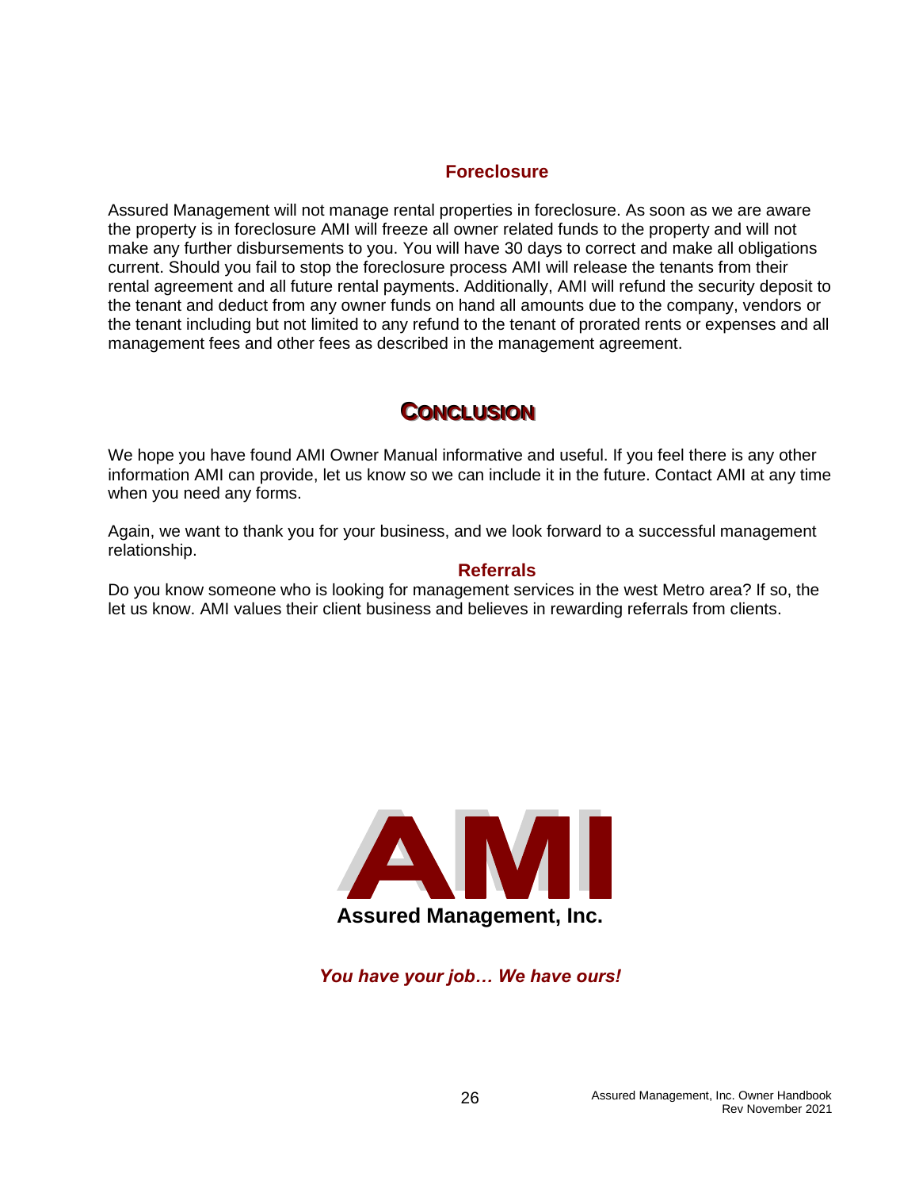## Foreclosure

Assured Management will not manage rental properties in foreclosure. As soon as we are aware the property is in foreclosure AMI will freeze all owner related funds to the property and will not make any further disbursements to you. You will have 30 days to correct and make all obligations current. Should you fail to stop the foreclosure process AMI will release the tenants from their rental agreement and all future rental payments. Additionally, AMI will refund the security deposit to the tenant and deduct from any owner funds on hand all amounts due to the company, vendors or the tenant including but not limited to any refund to the tenant of prorated rents or expenses and all management fees and other fees as described in the management agreement.

# Conclusion

We hope you have found AMI Owner Manual informative and useful. If you feel there is any other information AMI can provide, let us know so we can include it in the future. Contact AMI at any time when you need any forms.

Again, we want to thank you for your business, and we look forward to a successful management relationship.

## Referrals

Do you know someone who is looking for management services in the west Metro area? If so, the let us know. AMI values their client business and believes in rewarding referrals from clients.

**AMI**

**Assured Management, Inc.**

***You have your job… We have ours!***